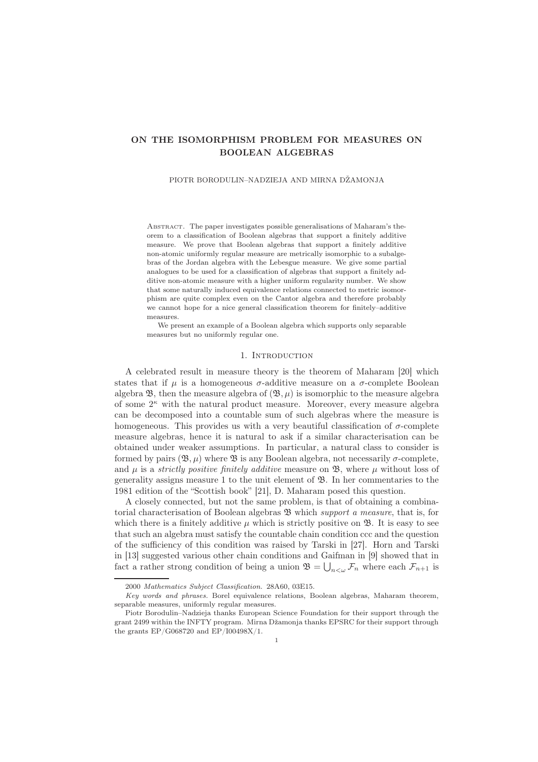# ON THE ISOMORPHISM PROBLEM FOR MEASURES ON BOOLEAN ALGEBRAS

PIOTR BORODULIN–NADZIEJA AND MIRNA DŽAMONJA

Abstract. The paper investigates possible generalisations of Maharam's theorem to a classification of Boolean algebras that support a finitely additive measure. We prove that Boolean algebras that support a finitely additive non-atomic uniformly regular measure are metrically isomorphic to a subalgebras of the Jordan algebra with the Lebesgue measure. We give some partial analogues to be used for a classification of algebras that support a finitely additive non-atomic measure with a higher uniform regularity number. We show that some naturally induced equivalence relations connected to metric isomorphism are quite complex even on the Cantor algebra and therefore probably we cannot hope for a nice general classification theorem for finitely–additive measures.

We present an example of a Boolean algebra which supports only separable measures but no uniformly regular one.

## 1. Introduction

A celebrated result in measure theory is the theorem of Maharam [20] which states that if $\mu$ is a homogeneous $\sigma$-additive measure on a $\sigma$-complete Boolean algebra $\mathfrak{B}$, then the measure algebra of $(\mathfrak{B}, \mu)$ is isomorphic to the measure algebra of some $2^\kappa$ with the natural product measure. Moreover, every measure algebra can be decomposed into a countable sum of such algebras where the measure is homogeneous. This provides us with a very beautiful classification of $\sigma$-complete measure algebras, hence it is natural to ask if a similar characterisation can be obtained under weaker assumptions. In particular, a natural class to consider is formed by pairs $(\mathfrak{B}, \mu)$ where $\mathfrak{B}$ is any Boolean algebra, not necessarily $\sigma$-complete, and $\mu$ is a *strictly positive finitely additive* measure on $\mathfrak{B}$, where $\mu$ without loss of generality assigns measure 1 to the unit element of $\mathfrak{B}$. In her commentaries to the 1981 edition of the "Scottish book" [21], D. Maharam posed this question.

A closely connected, but not the same problem, is that of obtaining a combinatorial characterisation of Boolean algebras $\mathfrak{B}$ which *support a measure*, that is, for which there is a finitely additive $\mu$ which is strictly positive on $\mathfrak{B}$. It is easy to see that such an algebra must satisfy the countable chain condition ccc and the question of the sufficiency of this condition was raised by Tarski in [27]. Horn and Tarski in [13] suggested various other chain conditions and Gaifman in [9] showed that in fact a rather strong condition of being a union $\mathfrak{B} = \bigcup_{n<\omega} \mathcal{F}_n$ where each $\mathcal{F}_{n+1}$ is

2000 *Mathematics Subject Classification.* 28A60, 03E15.

*Key words and phrases.* Borel equivalence relations, Boolean algebras, Maharam theorem, separable measures, uniformly regular measures.

Piotr Borodulin–Nadzieja thanks European Science Foundation for their support through the grant 2499 within the INFTY program. Mirna Džamonja thanks EPSRC for their support through the grants EP/G068720 and EP/I00498X/1.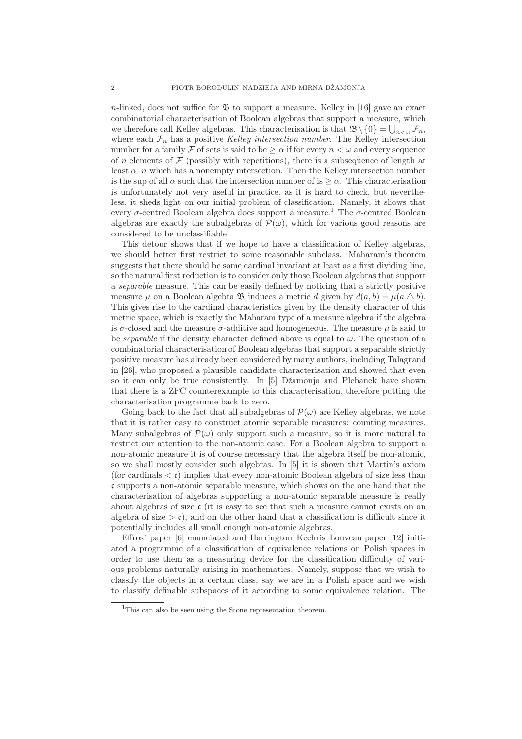$n$-linked, does not suffice for $\mathfrak{B}$ to support a measure. Kelley in [16] gave an exact combinatorial characterisation of Boolean algebras that support a measure, which we therefore call Kelley algebras. This characterisation is that $\mathfrak{B} \setminus \{0\} = \bigcup_{n<\omega} \mathcal{F}_n$, where each $\mathcal{F}_n$ has a positive *Kelley intersection number*. The Kelley intersection number for a family $\mathcal{F}$ of sets is said to be $\geq \alpha$ if for every $n < \omega$ and every sequence of $n$ elements of $\mathcal{F}$ (possibly with repetitions), there is a subsequence of length at least $\alpha \cdot n$ which has a nonempty intersection. Then the Kelley intersection number is the sup of all $\alpha$ such that the intersection number of is $\geq \alpha$. This characterisation is unfortunately not very useful in practice, as it is hard to check, but nevertheless, it sheds light on our initial problem of classification. Namely, it shows that every $\sigma$-centred Boolean algebra does support a measure.[1] The $\sigma$-centred Boolean algebras are exactly the subalgebras of $\mathcal{P}(\omega)$, which for various good reasons are considered to be unclassifiable.

This detour shows that if we hope to have a classification of Kelley algebras, we should better first restrict to some reasonable subclass. Maharam's theorem suggests that there should be some cardinal invariant at least as a first dividing line, so the natural first reduction is to consider only those Boolean algebras that support a *separable* measure. This can be easily defined by noticing that a strictly positive measure $\mu$ on a Boolean algebra $\mathfrak{B}$ induces a metric $d$ given by $d(a, b) = \mu(a \triangle b)$. This gives rise to the cardinal characteristics given by the density character of this metric space, which is exactly the Maharam type of a measure algebra if the algebra is $\sigma$-closed and the measure $\sigma$-additive and homogeneous. The measure $\mu$ is said to be *separable* if the density character defined above is equal to $\omega$. The question of a combinatorial characterisation of Boolean algebras that support a separable strictly positive measure has already been considered by many authors, including Talagrand in [26], who proposed a plausible candidate characterisation and showed that even so it can only be true consistently. In [5] Džamonja and Plebanek have shown that there is a ZFC counterexample to this characterisation, therefore putting the characterisation programme back to zero.

Going back to the fact that all subalgebras of $\mathcal{P}(\omega)$ are Kelley algebras, we note that it is rather easy to construct atomic separable measures: counting measures. Many subalgebras of $\mathcal{P}(\omega)$ only support such a measure, so it is more natural to restrict our attention to the non-atomic case. For a Boolean algebra to support a non-atomic measure it is of course necessary that the algebra itself be non-atomic, so we shall mostly consider such algebras. In [5] it is shown that Martin's axiom (for cardinals $< \mathfrak{c}$) implies that every non-atomic Boolean algebra of size less than $\mathfrak{c}$ supports a non-atomic separable measure, which shows on the one hand that the characterisation of algebras supporting a non-atomic separable measure is really about algebras of size $\mathfrak{c}$ (it is easy to see that such a measure cannot exists on an algebra of size $> \mathfrak{c}$), and on the other hand that a classification is difficult since it potentially includes all small enough non-atomic algebras.

Effros' paper [6] enunciated and Harrington–Kechris–Louveau paper [12] initiated a programme of a classification of equivalence relations on Polish spaces in order to use them as a measuring device for the classification difficulty of various problems naturally arising in mathematics. Namely, suppose that we wish to classify the objects in a certain class, say we are in a Polish space and we wish to classify definable subspaces of it according to some equivalence relation. The

[1] This can also be seen using the Stone representation theorem.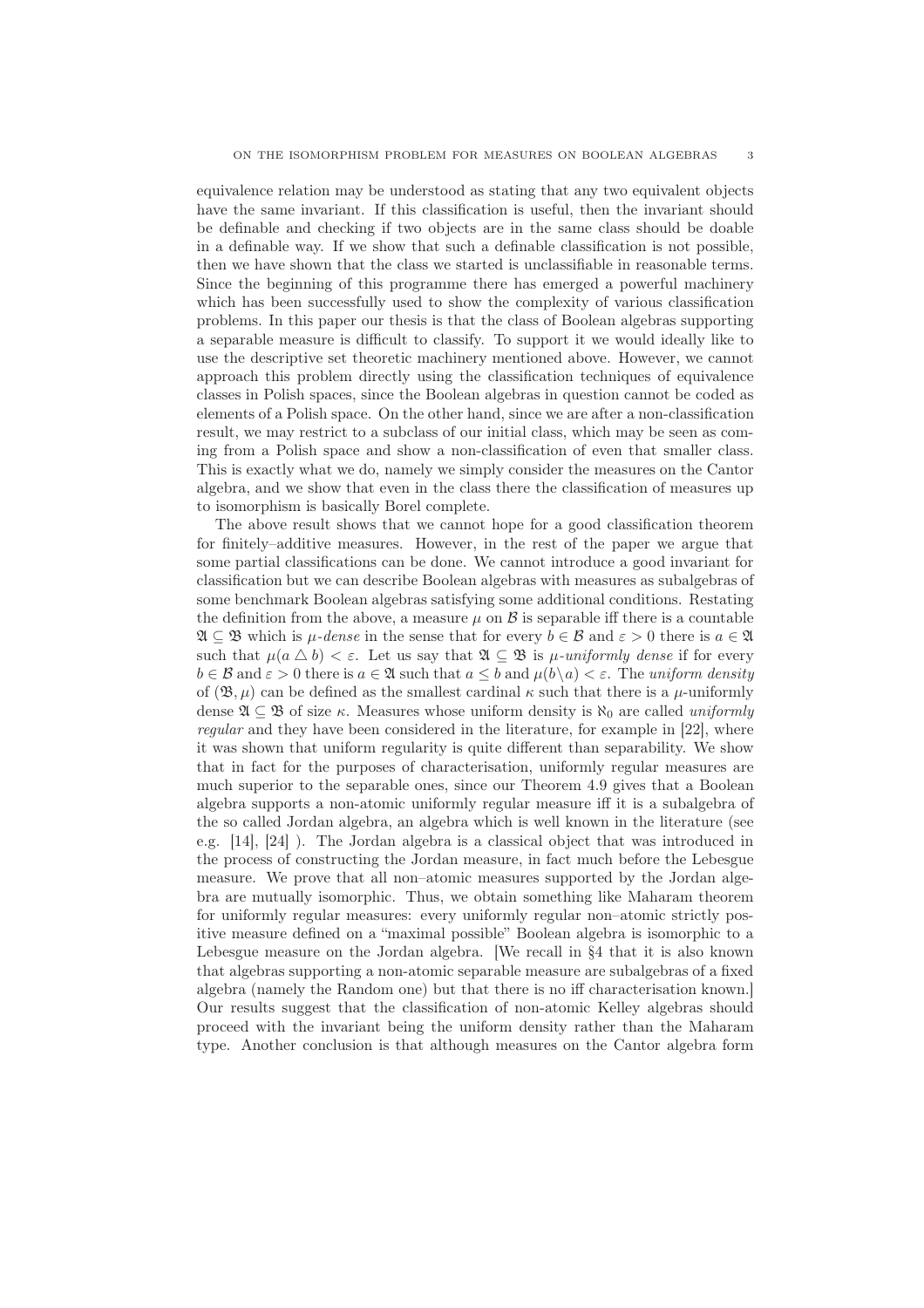equivalence relation may be understood as stating that any two equivalent objects have the same invariant. If this classification is useful, then the invariant should be definable and checking if two objects are in the same class should be doable in a definable way. If we show that such a definable classification is not possible, then we have shown that the class we started is unclassifiable in reasonable terms. Since the beginning of this programme there has emerged a powerful machinery which has been successfully used to show the complexity of various classification problems. In this paper our thesis is that the class of Boolean algebras supporting a separable measure is difficult to classify. To support it we would ideally like to use the descriptive set theoretic machinery mentioned above. However, we cannot approach this problem directly using the classification techniques of equivalence classes in Polish spaces, since the Boolean algebras in question cannot be coded as elements of a Polish space. On the other hand, since we are after a non-classification result, we may restrict to a subclass of our initial class, which may be seen as coming from a Polish space and show a non-classification of even that smaller class. This is exactly what we do, namely we simply consider the measures on the Cantor algebra, and we show that even in the class there the classification of measures up to isomorphism is basically Borel complete.

The above result shows that we cannot hope for a good classification theorem for finitely–additive measures. However, in the rest of the paper we argue that some partial classifications can be done. We cannot introduce a good invariant for classification but we can describe Boolean algebras with measures as subalgebras of some benchmark Boolean algebras satisfying some additional conditions. Restating the definition from the above, a measure $\mu$ on $\mathcal{B}$ is separable iff there is a countable $\mathfrak{A} \subseteq \mathfrak{B}$ which is *$\mu$-dense* in the sense that for every $b \in \mathcal{B}$ and $\varepsilon > 0$ there is $a \in \mathfrak{A}$ such that $\mu(a \triangle b) < \varepsilon$. Let us say that $\mathfrak{A} \subseteq \mathfrak{B}$ is *$\mu$-uniformly dense* if for every $b \in \mathcal{B}$ and $\varepsilon > 0$ there is $a \in \mathfrak{A}$ such that $a \leq b$ and $\mu(b \setminus a) < \varepsilon$. The *uniform density* of $(\mathfrak{B}, \mu)$ can be defined as the smallest cardinal $\kappa$ such that there is a $\mu$-uniformly dense $\mathfrak{A} \subseteq \mathfrak{B}$ of size $\kappa$. Measures whose uniform density is $\aleph_0$ are called *uniformly regular* and they have been considered in the literature, for example in [22], where it was shown that uniform regularity is quite different than separability. We show that in fact for the purposes of characterisation, uniformly regular measures are much superior to the separable ones, since our Theorem 4.9 gives that a Boolean algebra supports a non-atomic uniformly regular measure iff it is a subalgebra of the so called Jordan algebra, an algebra which is well known in the literature (see e.g. [14], [24] ). The Jordan algebra is a classical object that was introduced in the process of constructing the Jordan measure, in fact much before the Lebesgue measure. We prove that all non–atomic measures supported by the Jordan algebra are mutually isomorphic. Thus, we obtain something like Maharam theorem for uniformly regular measures: every uniformly regular non–atomic strictly positive measure defined on a "maximal possible" Boolean algebra is isomorphic to a Lebesgue measure on the Jordan algebra. [We recall in §4 that it is also known that algebras supporting a non-atomic separable measure are subalgebras of a fixed algebra (namely the Random one) but that there is no iff characterisation known.] Our results suggest that the classification of non-atomic Kelley algebras should proceed with the invariant being the uniform density rather than the Maharam type. Another conclusion is that although measures on the Cantor algebra form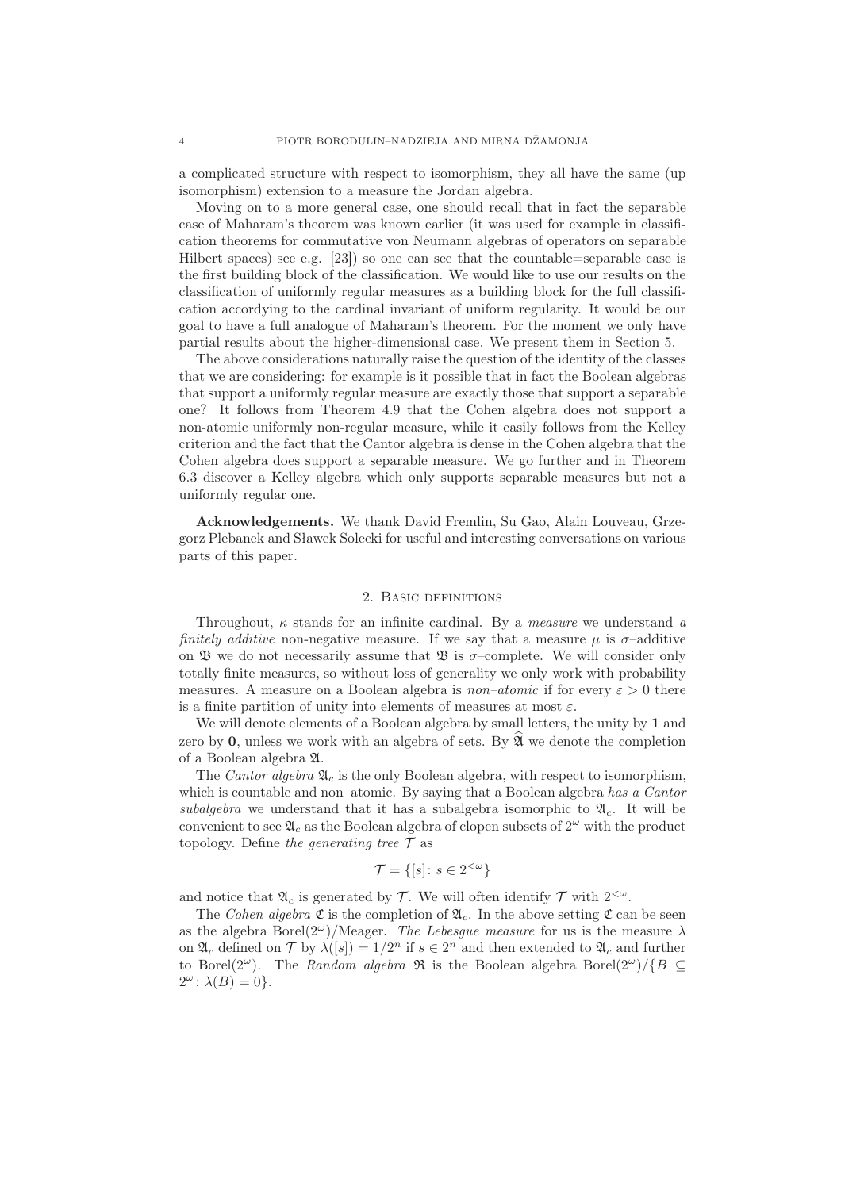a complicated structure with respect to isomorphism, they all have the same (up isomorphism) extension to a measure the Jordan algebra.

Moving on to a more general case, one should recall that in fact the separable case of Maharam's theorem was known earlier (it was used for example in classification theorems for commutative von Neumann algebras of operators on separable Hilbert spaces) see e.g. [23]) so one can see that the countable=separable case is the first building block of the classification. We would like to use our results on the classification of uniformly regular measures as a building block for the full classification accordying to the cardinal invariant of uniform regularity. It would be our goal to have a full analogue of Maharam's theorem. For the moment we only have partial results about the higher-dimensional case. We present them in Section 5.

The above considerations naturally raise the question of the identity of the classes that we are considering: for example is it possible that in fact the Boolean algebras that support a uniformly regular measure are exactly those that support a separable one? It follows from Theorem 4.9 that the Cohen algebra does not support a non-atomic uniformly non-regular measure, while it easily follows from the Kelley criterion and the fact that the Cantor algebra is dense in the Cohen algebra that the Cohen algebra does support a separable measure. We go further and in Theorem 6.3 discover a Kelley algebra which only supports separable measures but not a uniformly regular one.

**Acknowledgements.** We thank David Fremlin, Su Gao, Alain Louveau, Grzegorz Plebanek and Sławek Solecki for useful and interesting conversations on various parts of this paper.

## 2. Basic definitions

Throughout, $\kappa$ stands for an infinite cardinal. By a *measure* we understand *a finitely additive* non-negative measure. If we say that a measure $\mu$ is $\sigma$–additive on $\mathfrak{B}$ we do not necessarily assume that $\mathfrak{B}$ is $\sigma$–complete. We will consider only totally finite measures, so without loss of generality we only work with probability measures. A measure on a Boolean algebra is *non–atomic* if for every $\varepsilon > 0$ there is a finite partition of unity into elements of measures at most $\varepsilon$.

We will denote elements of a Boolean algebra by small letters, the unity by $\mathbf{1}$ and zero by $\mathbf{0}$, unless we work with an algebra of sets. By $\widehat{\mathfrak{A}}$ we denote the completion of a Boolean algebra $\mathfrak{A}$.

The *Cantor algebra* $\mathfrak{A}_c$ is the only Boolean algebra, with respect to isomorphism, which is countable and non–atomic. By saying that a Boolean algebra *has a Cantor subalgebra* we understand that it has a subalgebra isomorphic to $\mathfrak{A}_c$. It will be convenient to see $\mathfrak{A}_c$ as the Boolean algebra of clopen subsets of $2^\omega$ with the product topology. Define *the generating tree* $\mathcal{T}$ as

$$\mathcal{T} = \{[s] \colon s \in 2^{<\omega}\}$$

and notice that $\mathfrak{A}_c$ is generated by $\mathcal{T}$. We will often identify $\mathcal{T}$ with $2^{<\omega}$.

The *Cohen algebra* $\mathfrak{C}$ is the completion of $\mathfrak{A}_c$. In the above setting $\mathfrak{C}$ can be seen as the algebra $\mathrm{Borel}(2^\omega)/\mathrm{Meager}$. *The Lebesgue measure* for us is the measure $\lambda$ on $\mathfrak{A}_c$ defined on $\mathcal{T}$ by $\lambda([s]) = 1/2^n$ if $s \in 2^n$ and then extended to $\mathfrak{A}_c$ and further to $\mathrm{Borel}(2^\omega)$. The *Random algebra* $\mathfrak{R}$ is the Boolean algebra $\mathrm{Borel}(2^\omega)/\{B \subseteq 2^\omega \colon \lambda(B) = 0\}$.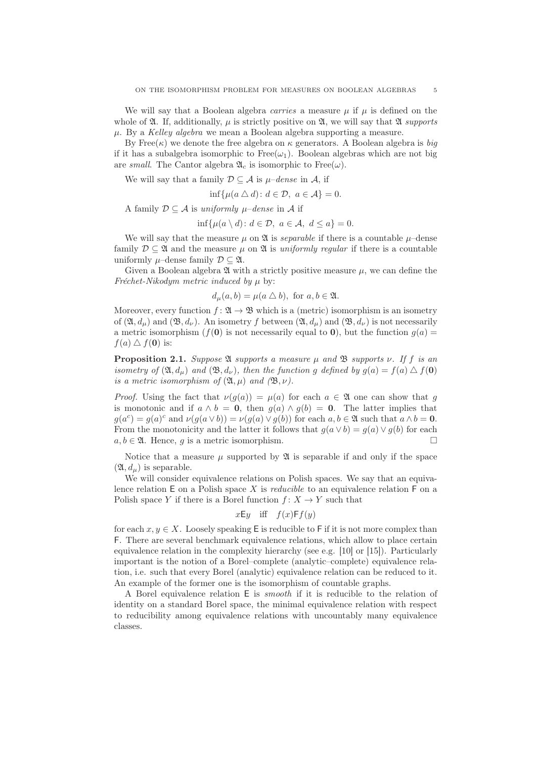We will say that a Boolean algebra *carries* a measure $\mu$ if $\mu$ is defined on the whole of $\mathfrak{A}$. If, additionally, $\mu$ is strictly positive on $\mathfrak{A}$, we will say that $\mathfrak{A}$ *supports* $\mu$. By a *Kelley algebra* we mean a Boolean algebra supporting a measure.

By $\mathrm{Free}(\kappa)$ we denote the free algebra on $\kappa$ generators. A Boolean algebra is *big* if it has a subalgebra isomorphic to $\mathrm{Free}(\omega_1)$. Boolean algebras which are not big are *small*. The Cantor algebra $\mathfrak{A}_c$ is isomorphic to $\mathrm{Free}(\omega)$.

We will say that a family $\mathcal{D} \subseteq \mathcal{A}$ is $\mu$*–dense* in $\mathcal{A}$, if

$$\inf\{\mu(a \triangle d) \colon d \in \mathcal{D},\ a \in \mathcal{A}\} = 0.$$

A family $\mathcal{D} \subseteq \mathcal{A}$ is *uniformly* $\mu$*–dense* in $\mathcal{A}$ if

$$\inf\{\mu(a \setminus d) \colon d \in \mathcal{D},\ a \in \mathcal{A},\ d \leq a\} = 0.$$

We will say that the measure $\mu$ on $\mathfrak{A}$ is *separable* if there is a countable $\mu$–dense family $\mathcal{D} \subseteq \mathfrak{A}$ and the measure $\mu$ on $\mathfrak{A}$ is *uniformly regular* if there is a countable uniformly $\mu$–dense family $\mathcal{D} \subseteq \mathfrak{A}$.

Given a Boolean algebra $\mathfrak{A}$ with a strictly positive measure $\mu$, we can define the *Fréchet-Nikodym metric induced by* $\mu$ by:

$$d_\mu(a, b) = \mu(a \triangle b), \text{ for } a, b \in \mathfrak{A}.$$

Moreover, every function $f \colon \mathfrak{A} \to \mathfrak{B}$ which is a (metric) isomorphism is an isometry of $(\mathfrak{A}, d_\mu)$ and $(\mathfrak{B}, d_\nu)$. An isometry $f$ between $(\mathfrak{A}, d_\mu)$ and $(\mathfrak{B}, d_\nu)$ is not necessarily a metric isomorphism ($f(\mathbf{0})$ is not necessarily equal to $\mathbf{0}$), but the function $g(a) = f(a) \triangle f(\mathbf{0})$ is:

**Proposition 2.1.** *Suppose $\mathfrak{A}$ supports a measure $\mu$ and $\mathfrak{B}$ supports $\nu$. If $f$ is an isometry of $(\mathfrak{A}, d_\mu)$ and $(\mathfrak{B}, d_\nu)$, then the function $g$ defined by $g(a) = f(a) \triangle f(\mathbf{0})$ is a metric isomorphism of $(\mathfrak{A}, \mu)$ and $(\mathfrak{B}, \nu)$.*

*Proof.* Using the fact that $\nu(g(a)) = \mu(a)$ for each $a \in \mathfrak{A}$ one can show that $g$ is monotonic and if $a \wedge b = \mathbf{0}$, then $g(a) \wedge g(b) = \mathbf{0}$. The latter implies that $g(a^c) = g(a)^c$ and $\nu(g(a \vee b)) = \nu(g(a) \vee g(b))$ for each $a, b \in \mathfrak{A}$ such that $a \wedge b = \mathbf{0}$. From the monotonicity and the latter it follows that $g(a \vee b) = g(a) \vee g(b)$ for each $a, b \in \mathfrak{A}$. Hence, $g$ is a metric isomorphism. □

Notice that a measure $\mu$ supported by $\mathfrak{A}$ is separable if and only if the space $(\mathfrak{A}, d_\mu)$ is separable.

We will consider equivalence relations on Polish spaces. We say that an equivalence relation $\mathsf{E}$ on a Polish space $X$ is *reducible* to an equivalence relation $\mathsf{F}$ on a Polish space $Y$ if there is a Borel function $f \colon X \to Y$ such that

$$x \mathsf{E} y \quad \text{iff} \quad f(x) \mathsf{F} f(y)$$

for each $x, y \in X$. Loosely speaking $\mathsf{E}$ is reducible to $\mathsf{F}$ if it is not more complex than $\mathsf{F}$. There are several benchmark equivalence relations, which allow to place certain equivalence relation in the complexity hierarchy (see e.g. [10] or [15]). Particularly important is the notion of a Borel–complete (analytic–complete) equivalence relation, i.e. such that every Borel (analytic) equivalence relation can be reduced to it. An example of the former one is the isomorphism of countable graphs.

A Borel equivalence relation $\mathsf{E}$ is *smooth* if it is reducible to the relation of identity on a standard Borel space, the minimal equivalence relation with respect to reducibility among equivalence relations with uncountably many equivalence classes.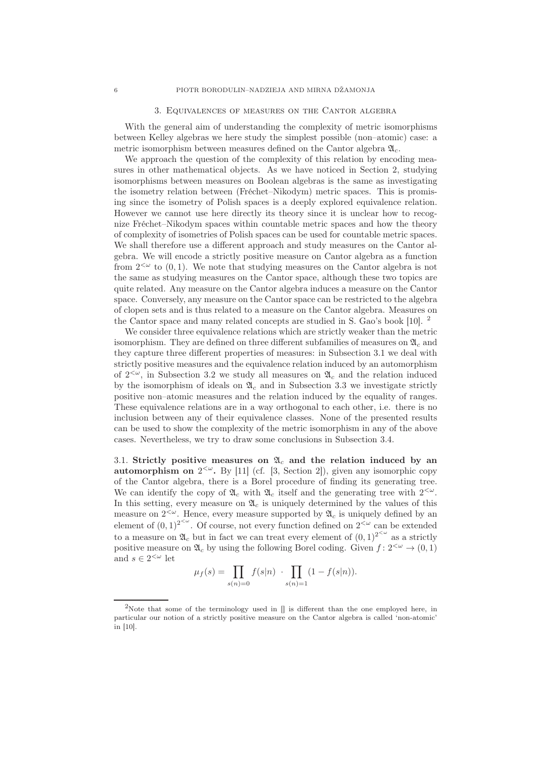## 3. Equivalences of measures on the Cantor algebra

With the general aim of understanding the complexity of metric isomorphisms between Kelley algebras we here study the simplest possible (non–atomic) case: a metric isomorphism between measures defined on the Cantor algebra $\mathfrak{A}_c$.

We approach the question of the complexity of this relation by encoding measures in other mathematical objects. As we have noticed in Section 2, studying isomorphisms between measures on Boolean algebras is the same as investigating the isometry relation between (Fréchet–Nikodym) metric spaces. This is promising since the isometry of Polish spaces is a deeply explored equivalence relation. However we cannot use here directly its theory since it is unclear how to recognize Fréchet–Nikodym spaces within countable metric spaces and how the theory of complexity of isometries of Polish spaces can be used for countable metric spaces. We shall therefore use a different approach and study measures on the Cantor algebra. We will encode a strictly positive measure on Cantor algebra as a function from $2^{<\omega}$ to $(0,1)$. We note that studying measures on the Cantor algebra is not the same as studying measures on the Cantor space, although these two topics are quite related. Any measure on the Cantor algebra induces a measure on the Cantor space. Conversely, any measure on the Cantor space can be restricted to the algebra of clopen sets and is thus related to a measure on the Cantor algebra. Measures on the Cantor space and many related concepts are studied in S. Gao's book [10]. [2]

We consider three equivalence relations which are strictly weaker than the metric isomorphism. They are defined on three different subfamilies of measures on $\mathfrak{A}_c$ and they capture three different properties of measures: in Subsection 3.1 we deal with strictly positive measures and the equivalence relation induced by an automorphism of $2^{<\omega}$, in Subsection 3.2 we study all measures on $\mathfrak{A}_c$ and the relation induced by the isomorphism of ideals on $\mathfrak{A}_c$ and in Subsection 3.3 we investigate strictly positive non–atomic measures and the relation induced by the equality of ranges. These equivalence relations are in a way orthogonal to each other, i.e. there is no inclusion between any of their equivalence classes. None of the presented results can be used to show the complexity of the metric isomorphism in any of the above cases. Nevertheless, we try to draw some conclusions in Subsection 3.4.

### 3.1. Strictly positive measures on $\mathfrak{A}_c$ and the relation induced by an automorphism on $2^{<\omega}$.

By [11] (cf. [3, Section 2]), given any isomorphic copy of the Cantor algebra, there is a Borel procedure of finding its generating tree. We can identify the copy of $\mathfrak{A}_c$ with $\mathfrak{A}_c$ itself and the generating tree with $2^{<\omega}$. In this setting, every measure on $\mathfrak{A}_c$ is uniquely determined by the values of this measure on $2^{<\omega}$. Hence, every measure supported by $\mathfrak{A}_c$ is uniquely defined by an element of $(0,1)^{2^{<\omega}}$. Of course, not every function defined on $2^{<\omega}$ can be extended to a measure on $\mathfrak{A}_c$ but in fact we can treat every element of $(0,1)^{2^{<\omega}}$ as a strictly positive measure on $\mathfrak{A}_c$ by using the following Borel coding. Given $f\colon 2^{<\omega} \to (0,1)$ and $s \in 2^{<\omega}$ let

$$\mu_f(s) = \prod_{s(n)=0} f(s|n) \cdot \prod_{s(n)=1} (1 - f(s|n)).$$

---

[2] Note that some of the terminology used in [] is different than the one employed here, in particular our notion of a strictly positive measure on the Cantor algebra is called 'non-atomic' in [10].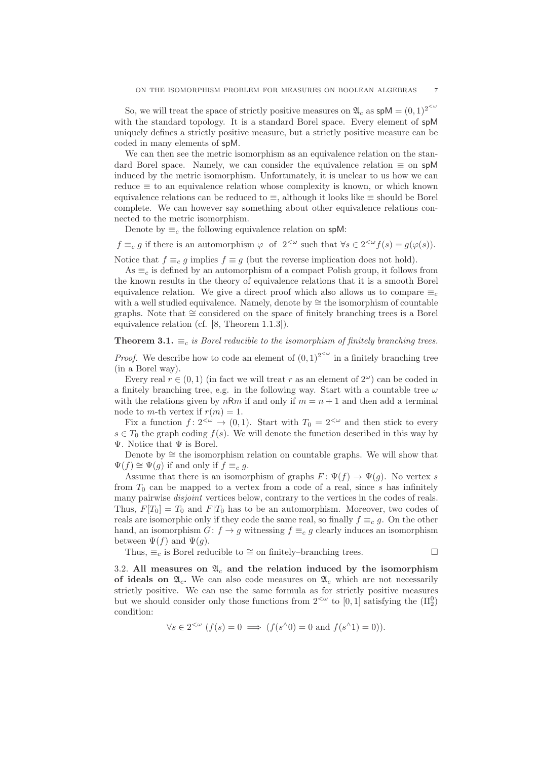So, we will treat the space of strictly positive measures on $\mathfrak{A}_c$ as $\mathsf{spM} = (0,1)^{2^{<\omega}}$ with the standard topology. It is a standard Borel space. Every element of $\mathsf{spM}$ uniquely defines a strictly positive measure, but a strictly positive measure can be coded in many elements of $\mathsf{spM}$.

We can then see the metric isomorphism as an equivalence relation on the standard Borel space. Namely, we can consider the equivalence relation $\equiv$ on $\mathsf{spM}$ induced by the metric isomorphism. Unfortunately, it is unclear to us how we can reduce $\equiv$ to an equivalence relation whose complexity is known, or which known equivalence relations can be reduced to $\equiv$, although it looks like $\equiv$ should be Borel complete. We can however say something about other equivalence relations connected to the metric isomorphism.

Denote by $\equiv_c$ the following equivalence relation on $\mathsf{spM}$:

$f \equiv_c g$ if there is an automorphism $\varphi$ of $2^{<\omega}$ such that $\forall s \in 2^{<\omega} f(s) = g(\varphi(s))$.

Notice that $f \equiv_c g$ implies $f \equiv g$ (but the reverse implication does not hold).

As $\equiv_c$ is defined by an automorphism of a compact Polish group, it follows from the known results in the theory of equivalence relations that it is a smooth Borel equivalence relation. We give a direct proof which also allows us to compare $\equiv_c$ with a well studied equivalence. Namely, denote by $\cong$ the isomorphism of countable graphs. Note that $\cong$ considered on the space of finitely branching trees is a Borel equivalence relation (cf. [8, Theorem 1.1.3]).

**Theorem 3.1.** *$\equiv_c$ is Borel reducible to the isomorphism of finitely branching trees.*

*Proof.* We describe how to code an element of $(0,1)^{2^{<\omega}}$ in a finitely branching tree (in a Borel way).

Every real $r \in (0,1)$ (in fact we will treat $r$ as an element of $2^\omega$) can be coded in a finitely branching tree, e.g. in the following way. Start with a countable tree $\omega$ with the relations given by $n\mathsf{R}m$ if and only if $m = n+1$ and then add a terminal node to $m$-th vertex if $r(m) = 1$.

Fix a function $f \colon 2^{<\omega} \to (0,1)$. Start with $T_0 = 2^{<\omega}$ and then stick to every $s \in T_0$ the graph coding $f(s)$. We will denote the function described in this way by $\Psi$. Notice that $\Psi$ is Borel.

Denote by $\cong$ the isomorphism relation on countable graphs. We will show that $\Psi(f) \cong \Psi(g)$ if and only if $f \equiv_c g$.

Assume that there is an isomorphism of graphs $F \colon \Psi(f) \to \Psi(g)$. No vertex $s$ from $T_0$ can be mapped to a vertex from a code of a real, since $s$ has infinitely many pairwise *disjoint* vertices below, contrary to the vertices in the codes of reals. Thus, $F[T_0] = T_0$ and $F|T_0$ has to be an automorphism. Moreover, two codes of reals are isomorphic only if they code the same real, so finally $f \equiv_c g$. On the other hand, an isomorphism $G \colon f \to g$ witnessing $f \equiv_c g$ clearly induces an isomorphism between $\Psi(f)$ and $\Psi(g)$.

Thus, $\equiv_c$ is Borel reducible to $\cong$ on finitely–branching trees. $\square$

3.2. **All measures on $\mathfrak{A}_c$ and the relation induced by the isomorphism of ideals on $\mathfrak{A}_c$.** We can also code measures on $\mathfrak{A}_c$ which are not necessarily strictly positive. We can use the same formula as for strictly positive measures but we should consider only those functions from $2^{<\omega}$ to $[0,1]$ satisfying the $(\Pi^0_2)$ condition:

$$\forall s \in 2^{<\omega} \ (f(s) = 0 \implies (f(s^\frown 0) = 0 \text{ and } f(s^\frown 1) = 0)).$$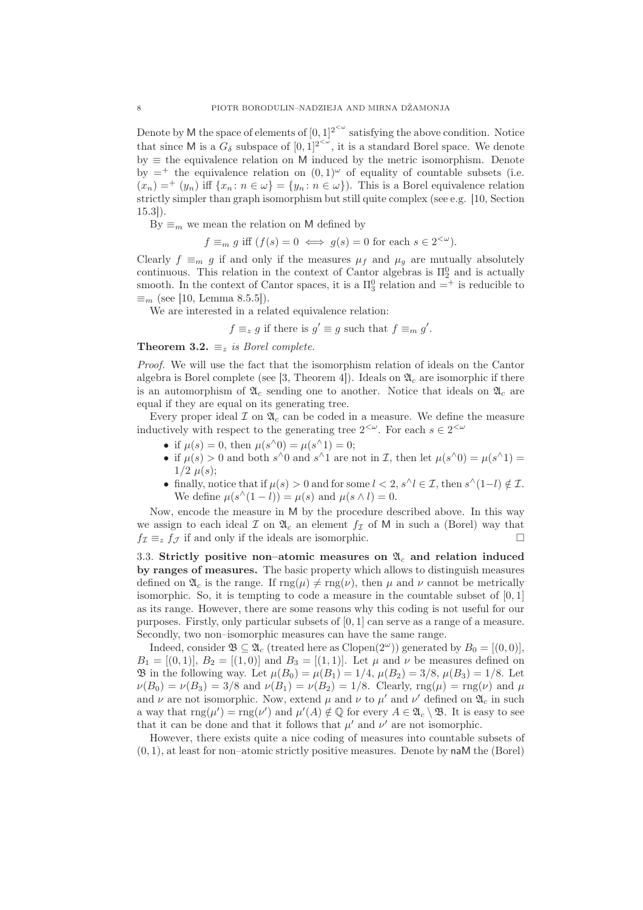Denote by $\mathsf{M}$ the space of elements of $[0,1]^{2^{<\omega}}$ satisfying the above condition. Notice that since $\mathsf{M}$ is a $G_\delta$ subspace of $[0,1]^{2^{<\omega}}$, it is a standard Borel space. We denote by $\equiv$ the equivalence relation on $\mathsf{M}$ induced by the metric isomorphism. Denote by $=^+$ the equivalence relation on $(0,1)^\omega$ of equality of countable subsets (i.e. $(x_n) =^+ (y_n)$ iff $\{x_n : n \in \omega\} = \{y_n : n \in \omega\}$). This is a Borel equivalence relation strictly simpler than graph isomorphism but still quite complex (see e.g. [10, Section 15.3]).

By $\equiv_m$ we mean the relation on $\mathsf{M}$ defined by

$$f \equiv_m g \text{ iff } (f(s) = 0 \iff g(s) = 0 \text{ for each } s \in 2^{<\omega}).$$

Clearly $f \equiv_m g$ if and only if the measures $\mu_f$ and $\mu_g$ are mutually absolutely continuous. This relation in the context of Cantor algebras is $\Pi^0_2$ and is actually smooth. In the context of Cantor spaces, it is a $\Pi^0_3$ relation and $=^+$ is reducible to $\equiv_m$ (see [10, Lemma 8.5.5]).

We are interested in a related equivalence relation:

$$f \equiv_z g \text{ if there is } g' \equiv g \text{ such that } f \equiv_m g'.$$

**Theorem 3.2.** *$\equiv_z$ is Borel complete.*

*Proof.* We will use the fact that the isomorphism relation of ideals on the Cantor algebra is Borel complete (see [3, Theorem 4]). Ideals on $\mathfrak{A}_c$ are isomorphic if there is an automorphism of $\mathfrak{A}_c$ sending one to another. Notice that ideals on $\mathfrak{A}_c$ are equal if they are equal on its generating tree.

Every proper ideal $\mathcal{I}$ on $\mathfrak{A}_c$ can be coded in a measure. We define the measure inductively with respect to the generating tree $2^{<\omega}$. For each $s \in 2^{<\omega}$

- if $\mu(s) = 0$, then $\mu(s^\frown 0) = \mu(s^\frown 1) = 0$;
- if $\mu(s) > 0$ and both $s^\frown 0$ and $s^\frown 1$ are not in $\mathcal{I}$, then let $\mu(s^\frown 0) = \mu(s^\frown 1) = 1/2\ \mu(s)$;
- finally, notice that if $\mu(s) > 0$ and for some $l < 2$, $s^\frown l \in \mathcal{I}$, then $s^\frown(1-l) \notin \mathcal{I}$. We define $\mu(s^\frown(1-l)) = \mu(s)$ and $\mu(s \wedge l) = 0$.

Now, encode the measure in $\mathsf{M}$ by the procedure described above. In this way we assign to each ideal $\mathcal{I}$ on $\mathfrak{A}_c$ an element $f_\mathcal{I}$ of $\mathsf{M}$ in such a (Borel) way that $f_\mathcal{I} \equiv_z f_\mathcal{J}$ if and only if the ideals are isomorphic. $\square$

3.3. **Strictly positive non–atomic measures on $\mathfrak{A}_c$ and relation induced by ranges of measures.** The basic property which allows to distinguish measures defined on $\mathfrak{A}_c$ is the range. If $\mathrm{rng}(\mu) \neq \mathrm{rng}(\nu)$, then $\mu$ and $\nu$ cannot be metrically isomorphic. So, it is tempting to code a measure in the countable subset of $[0,1]$ as its range. However, there are some reasons why this coding is not useful for our purposes. Firstly, only particular subsets of $[0,1]$ can serve as a range of a measure. Secondly, two non–isomorphic measures can have the same range.

Indeed, consider $\mathfrak{B} \subseteq \mathfrak{A}_c$ (treated here as $\mathrm{Clopen}(2^\omega)$) generated by $B_0 = [(0,0)]$, $B_1 = [(0,1)]$, $B_2 = [(1,0)]$ and $B_3 = [(1,1)]$. Let $\mu$ and $\nu$ be measures defined on $\mathfrak{B}$ in the following way. Let $\mu(B_0) = \mu(B_1) = 1/4$, $\mu(B_2) = 3/8$, $\mu(B_3) = 1/8$. Let $\nu(B_0) = \nu(B_3) = 3/8$ and $\nu(B_1) = \nu(B_2) = 1/8$. Clearly, $\mathrm{rng}(\mu) = \mathrm{rng}(\nu)$ and $\mu$ and $\nu$ are not isomorphic. Now, extend $\mu$ and $\nu$ to $\mu'$ and $\nu'$ defined on $\mathfrak{A}_c$ in such a way that $\mathrm{rng}(\mu') = \mathrm{rng}(\nu')$ and $\mu'(A) \notin \mathbb{Q}$ for every $A \in \mathfrak{A}_c \setminus \mathfrak{B}$. It is easy to see that it can be done and that it follows that $\mu'$ and $\nu'$ are not isomorphic.

However, there exists quite a nice coding of measures into countable subsets of $(0,1)$, at least for non–atomic strictly positive measures. Denote by $\mathsf{naM}$ the (Borel)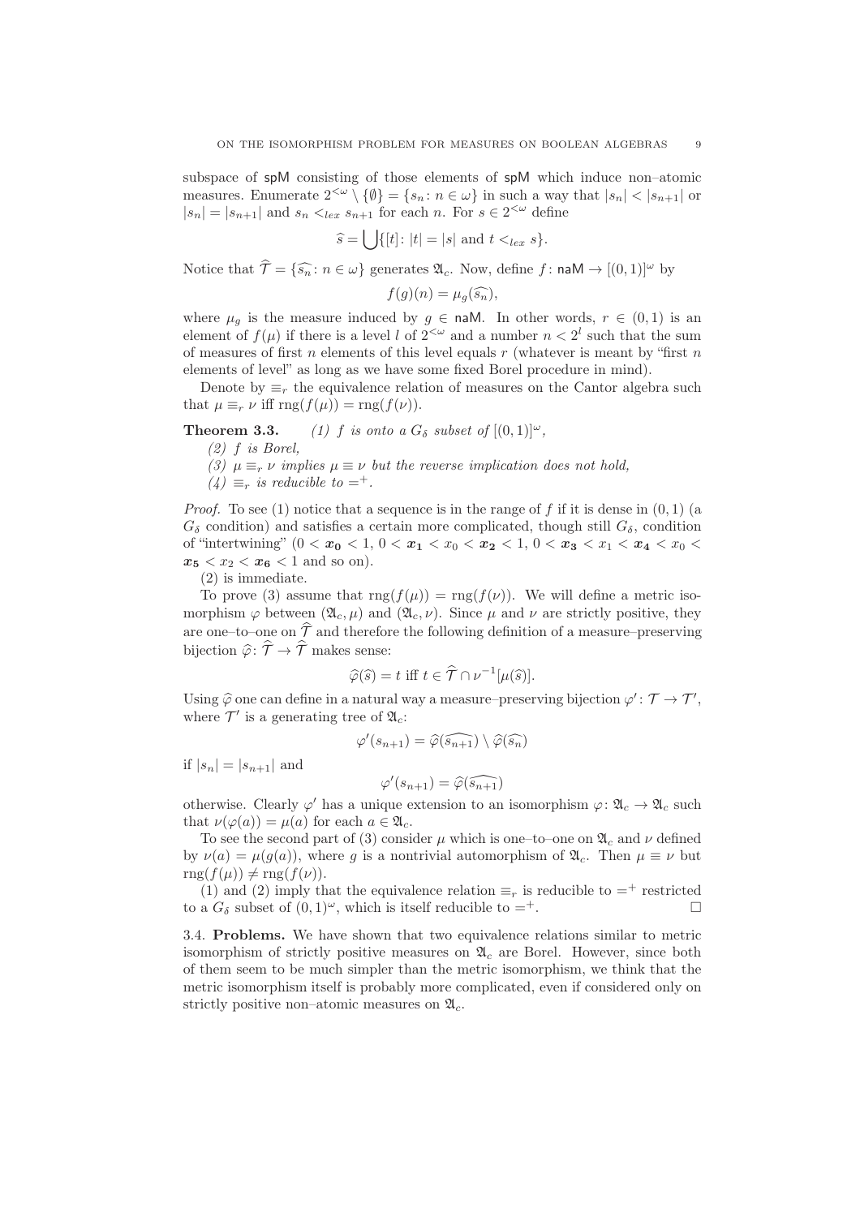subspace of spM consisting of those elements of spM which induce non–atomic measures. Enumerate $2^{<\omega} \setminus \{\emptyset\} = \{s_n : n \in \omega\}$ in such a way that $|s_n| < |s_{n+1}|$ or $|s_n| = |s_{n+1}|$ and $s_n <_{lex} s_{n+1}$ for each $n$. For $s \in 2^{<\omega}$ define

$$\widehat{s} = \bigcup \{[t] \colon |t| = |s| \text{ and } t <_{lex} s\}.$$

Notice that $\widehat{\mathcal{T}} = \{\widehat{s_n} \colon n \in \omega\}$ generates $\mathfrak{A}_c$. Now, define $f \colon \mathsf{naM} \to [(0,1)]^\omega$ by

$$f(g)(n) = \mu_g(\widehat{s_n}),$$

where $\mu_g$ is the measure induced by $g \in \mathsf{naM}$. In other words, $r \in (0,1)$ is an element of $f(\mu)$ if there is a level $l$ of $2^{<\omega}$ and a number $n < 2^l$ such that the sum of measures of first $n$ elements of this level equals $r$ (whatever is meant by "first $n$ elements of level" as long as we have some fixed Borel procedure in mind).

Denote by $\equiv_r$ the equivalence relation of measures on the Cantor algebra such that $\mu \equiv_r \nu$ iff $\mathrm{rng}(f(\mu)) = \mathrm{rng}(f(\nu))$.

**Theorem 3.3.** *(1) $f$ is onto a $G_\delta$ subset of $[(0,1)]^\omega$,*
*(2) $f$ is Borel,*
*(3) $\mu \equiv_r \nu$ implies $\mu \equiv \nu$ but the reverse implication does not hold,*
*(4) $\equiv_r$ is reducible to $=^+$.*

*Proof.* To see (1) notice that a sequence is in the range of $f$ if it is dense in $(0,1)$ (a $G_\delta$ condition) and satisfies a certain more complicated, though still $G_\delta$, condition of "intertwining" ($0 < \boldsymbol{x_0} < 1$, $0 < \boldsymbol{x_1} < x_0 < \boldsymbol{x_2} < 1$, $0 < \boldsymbol{x_3} < x_1 < \boldsymbol{x_4} < x_0 < \boldsymbol{x_5} < x_2 < \boldsymbol{x_6} < 1$ and so on).

(2) is immediate.

To prove (3) assume that $\mathrm{rng}(f(\mu)) = \mathrm{rng}(f(\nu))$. We will define a metric isomorphism $\varphi$ between $(\mathfrak{A}_c, \mu)$ and $(\mathfrak{A}_c, \nu)$. Since $\mu$ and $\nu$ are strictly positive, they are one–to–one on $\widehat{\mathcal{T}}$ and therefore the following definition of a measure–preserving bijection $\widehat{\varphi} \colon \widehat{\mathcal{T}} \to \widehat{\mathcal{T}}$ makes sense:

$$\widehat{\varphi}(\widehat{s}) = t \text{ iff } t \in \widehat{\mathcal{T}} \cap \nu^{-1}[\mu(\widehat{s})].$$

Using $\widehat{\varphi}$ one can define in a natural way a measure–preserving bijection $\varphi' \colon \mathcal{T} \to \mathcal{T}'$, where $\mathcal{T}'$ is a generating tree of $\mathfrak{A}_c$:

$$\varphi'(s_{n+1}) = \widehat{\varphi}(\widehat{s_{n+1}}) \setminus \widehat{\varphi}(\widehat{s_n})$$

if $|s_n| = |s_{n+1}|$ and

$$\varphi'(s_{n+1}) = \widehat{\varphi}(\widehat{s_{n+1}})$$

otherwise. Clearly $\varphi'$ has a unique extension to an isomorphism $\varphi \colon \mathfrak{A}_c \to \mathfrak{A}_c$ such that $\nu(\varphi(a)) = \mu(a)$ for each $a \in \mathfrak{A}_c$.

To see the second part of (3) consider $\mu$ which is one–to–one on $\mathfrak{A}_c$ and $\nu$ defined by $\nu(a) = \mu(g(a))$, where $g$ is a nontrivial automorphism of $\mathfrak{A}_c$. Then $\mu \equiv \nu$ but $\mathrm{rng}(f(\mu)) \neq \mathrm{rng}(f(\nu))$.

(1) and (2) imply that the equivalence relation $\equiv_r$ is reducible to $=^+$ restricted to a $G_\delta$ subset of $(0,1)^\omega$, which is itself reducible to $=^+$. $\square$

3.4. **Problems.** We have shown that two equivalence relations similar to metric isomorphism of strictly positive measures on $\mathfrak{A}_c$ are Borel. However, since both of them seem to be much simpler than the metric isomorphism, we think that the metric isomorphism itself is probably more complicated, even if considered only on strictly positive non–atomic measures on $\mathfrak{A}_c$.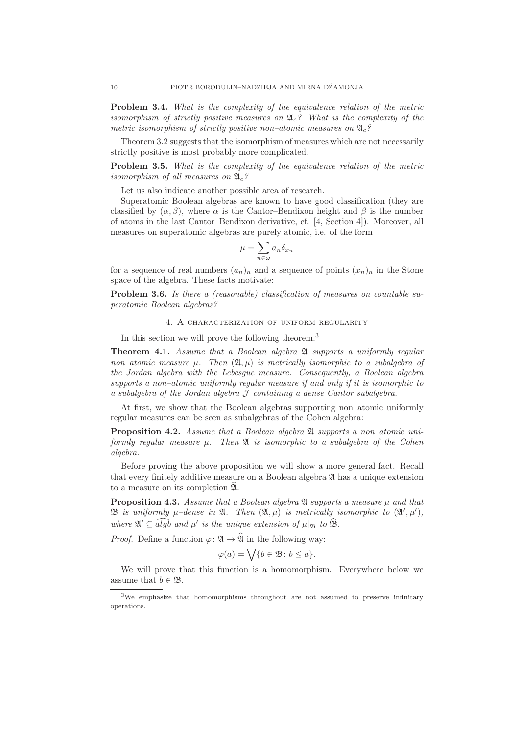**Problem 3.4.** *What is the complexity of the equivalence relation of the metric isomorphism of strictly positive measures on $\mathfrak{A}_c$? What is the complexity of the metric isomorphism of strictly positive non–atomic measures on $\mathfrak{A}_c$?*

Theorem 3.2 suggests that the isomorphism of measures which are not necessarily strictly positive is most probably more complicated.

**Problem 3.5.** *What is the complexity of the equivalence relation of the metric isomorphism of all measures on $\mathfrak{A}_c$?*

Let us also indicate another possible area of research.

Superatomic Boolean algebras are known to have good classification (they are classified by $(\alpha, \beta)$, where $\alpha$ is the Cantor–Bendixon height and $\beta$ is the number of atoms in the last Cantor–Bendixon derivative, cf. [4, Section 4]). Moreover, all measures on superatomic algebras are purely atomic, i.e. of the form

$$\mu = \sum_{n \in \omega} a_n \delta_{x_n}$$

for a sequence of real numbers $(a_n)_n$ and a sequence of points $(x_n)_n$ in the Stone space of the algebra. These facts motivate:

**Problem 3.6.** *Is there a (reasonable) classification of measures on countable superatomic Boolean algebras?*

## 4. A characterization of uniform regularity

In this section we will prove the following theorem.[3]

**Theorem 4.1.** *Assume that a Boolean algebra $\mathfrak{A}$ supports a uniformly regular non–atomic measure $\mu$. Then $(\mathfrak{A}, \mu)$ is metrically isomorphic to a subalgebra of the Jordan algebra with the Lebesgue measure. Consequently, a Boolean algebra supports a non–atomic uniformly regular measure if and only if it is isomorphic to a subalgebra of the Jordan algebra $\mathcal{J}$ containing a dense Cantor subalgebra.*

At first, we show that the Boolean algebras supporting non–atomic uniformly regular measures can be seen as subalgebras of the Cohen algebra:

**Proposition 4.2.** *Assume that a Boolean algebra $\mathfrak{A}$ supports a non–atomic uniformly regular measure $\mu$. Then $\mathfrak{A}$ is isomorphic to a subalgebra of the Cohen algebra.*

Before proving the above proposition we will show a more general fact. Recall that every finitely additive measure on a Boolean algebra $\mathfrak{A}$ has a unique extension to a measure on its completion $\widehat{\mathfrak{A}}$.

**Proposition 4.3.** *Assume that a Boolean algebra $\mathfrak{A}$ supports a measure $\mu$ and that $\mathfrak{B}$ is uniformly $\mu$–dense in $\mathfrak{A}$. Then $(\mathfrak{A}, \mu)$ is metrically isomorphic to $(\mathfrak{A}', \mu')$, where $\mathfrak{A}' \subseteq \widehat{algb}$ and $\mu'$ is the unique extension of $\mu|_{\mathfrak{B}}$ to $\widehat{\mathfrak{B}}$.*

*Proof.* Define a function $\varphi \colon \mathfrak{A} \to \widehat{\mathfrak{A}}$ in the following way:

$$\varphi(a) = \bigvee \{ b \in \mathfrak{B} \colon b \leq a \}.$$

We will prove that this function is a homomorphism. Everywhere below we assume that $b \in \mathfrak{B}$.

[3] We emphasize that homomorphisms throughout are not assumed to preserve infinitary operations.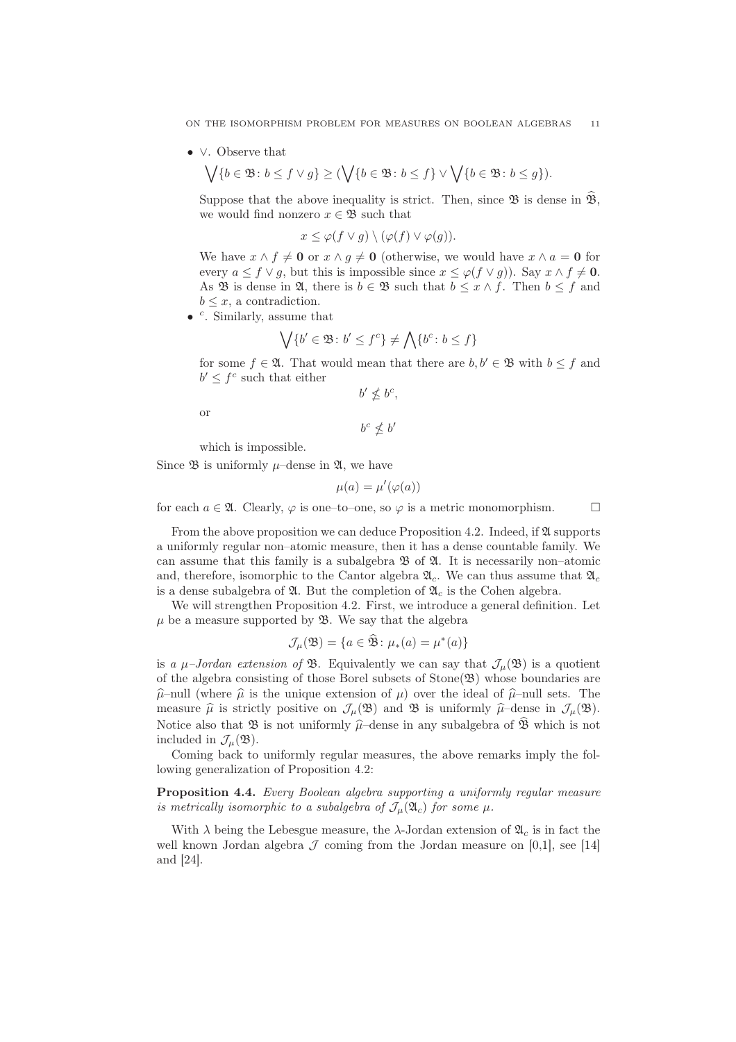- $\vee$. Observe that

  $$\bigvee\{b \in \mathfrak{B}\colon b \leq f \vee g\} \geq (\bigvee\{b \in \mathfrak{B}\colon b \leq f\} \vee \bigvee\{b \in \mathfrak{B}\colon b \leq g\}).$$

  Suppose that the above inequality is strict. Then, since $\mathfrak{B}$ is dense in $\widehat{\mathfrak{B}}$, we would find nonzero $x \in \mathfrak{B}$ such that

  $$x \leq \varphi(f \vee g) \setminus (\varphi(f) \vee \varphi(g)).$$

  We have $x \wedge f \neq \mathbf{0}$ or $x \wedge g \neq \mathbf{0}$ (otherwise, we would have $x \wedge a = \mathbf{0}$ for every $a \leq f \vee g$, but this is impossible since $x \leq \varphi(f \vee g)$). Say $x \wedge f \neq \mathbf{0}$. As $\mathfrak{B}$ is dense in $\mathfrak{A}$, there is $b \in \mathfrak{B}$ such that $b \leq x \wedge f$. Then $b \leq f$ and $b \leq x$, a contradiction.
- $^c$. Similarly, assume that

  $$\bigvee\{b' \in \mathfrak{B}\colon b' \leq f^c\} \neq \bigwedge\{b^c \colon b \leq f\}$$

  for some $f \in \mathfrak{A}$. That would mean that there are $b, b' \in \mathfrak{B}$ with $b \leq f$ and $b' \leq f^c$ such that either

  $$b' \not\leq b^c,$$

  or

  $$b^c \not\leq b'$$

  which is impossible.

Since $\mathfrak{B}$ is uniformly $\mu$–dense in $\mathfrak{A}$, we have

$$\mu(a) = \mu'(\varphi(a))$$

for each $a \in \mathfrak{A}$. Clearly, $\varphi$ is one–to–one, so $\varphi$ is a metric monomorphism. $\square$

From the above proposition we can deduce Proposition 4.2. Indeed, if $\mathfrak{A}$ supports a uniformly regular non–atomic measure, then it has a dense countable family. We can assume that this family is a subalgebra $\mathfrak{B}$ of $\mathfrak{A}$. It is necessarily non–atomic and, therefore, isomorphic to the Cantor algebra $\mathfrak{A}_c$. We can thus assume that $\mathfrak{A}_c$ is a dense subalgebra of $\mathfrak{A}$. But the completion of $\mathfrak{A}_c$ is the Cohen algebra.

We will strengthen Proposition 4.2. First, we introduce a general definition. Let $\mu$ be a measure supported by $\mathfrak{B}$. We say that the algebra

$$\mathcal{J}_\mu(\mathfrak{B}) = \{a \in \widehat{\mathfrak{B}}\colon \mu_*(a) = \mu^*(a)\}$$

is *a $\mu$–Jordan extension of* $\mathfrak{B}$. Equivalently we can say that $\mathcal{J}_\mu(\mathfrak{B})$ is a quotient of the algebra consisting of those Borel subsets of Stone($\mathfrak{B}$) whose boundaries are $\widehat{\mu}$–null (where $\widehat{\mu}$ is the unique extension of $\mu$) over the ideal of $\widehat{\mu}$–null sets. The measure $\widehat{\mu}$ is strictly positive on $\mathcal{J}_\mu(\mathfrak{B})$ and $\mathfrak{B}$ is uniformly $\widehat{\mu}$–dense in $\mathcal{J}_\mu(\mathfrak{B})$. Notice also that $\mathfrak{B}$ is not uniformly $\widehat{\mu}$–dense in any subalgebra of $\widehat{\mathfrak{B}}$ which is not included in $\mathcal{J}_\mu(\mathfrak{B})$.

Coming back to uniformly regular measures, the above remarks imply the following generalization of Proposition 4.2:

**Proposition 4.4.** *Every Boolean algebra supporting a uniformly regular measure is metrically isomorphic to a subalgebra of $\mathcal{J}_\mu(\mathfrak{A}_c)$ for some $\mu$.*

With $\lambda$ being the Lebesgue measure, the $\lambda$-Jordan extension of $\mathfrak{A}_c$ is in fact the well known Jordan algebra $\mathcal{J}$ coming from the Jordan measure on [0,1], see [14] and [24].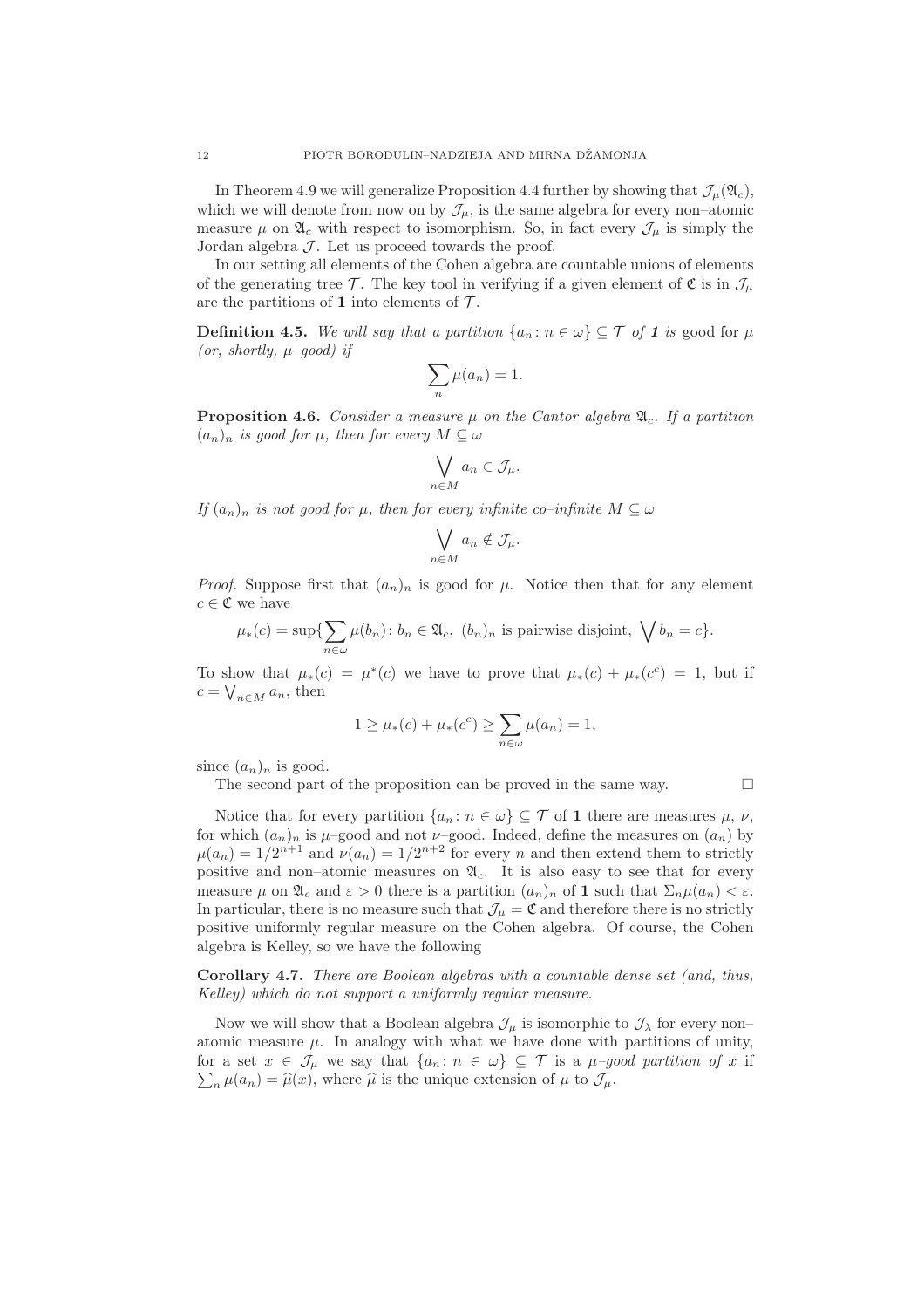In Theorem 4.9 we will generalize Proposition 4.4 further by showing that $\mathcal{J}_\mu(\mathfrak{A}_c)$, which we will denote from now on by $\mathcal{J}_\mu$, is the same algebra for every non–atomic measure $\mu$ on $\mathfrak{A}_c$ with respect to isomorphism. So, in fact every $\mathcal{J}_\mu$ is simply the Jordan algebra $\mathcal{J}$. Let us proceed towards the proof.

In our setting all elements of the Cohen algebra are countable unions of elements of the generating tree $\mathcal{T}$. The key tool in verifying if a given element of $\mathfrak{C}$ is in $\mathcal{J}_\mu$ are the partitions of $\mathbf{1}$ into elements of $\mathcal{T}$.

**Definition 4.5.** *We will say that a partition $\{a_n : n \in \omega\} \subseteq \mathcal{T}$ of $\mathbf{1}$ is* good for $\mu$ *(or, shortly, $\mu$–good) if*

$$\sum_n \mu(a_n) = 1.$$

**Proposition 4.6.** *Consider a measure $\mu$ on the Cantor algebra $\mathfrak{A}_c$. If a partition $(a_n)_n$ is good for $\mu$, then for every $M \subseteq \omega$*

$$\bigvee_{n\in M} a_n \in \mathcal{J}_\mu.$$

*If $(a_n)_n$ is not good for $\mu$, then for every infinite co–infinite $M \subseteq \omega$*

$$\bigvee_{n\in M} a_n \notin \mathcal{J}_\mu.$$

*Proof.* Suppose first that $(a_n)_n$ is good for $\mu$. Notice then that for any element $c \in \mathfrak{C}$ we have

$$\mu_*(c) = \sup\{\sum_{n\in\omega} \mu(b_n) : b_n \in \mathfrak{A}_c,\ (b_n)_n \text{ is pairwise disjoint, } \bigvee b_n = c\}.$$

To show that $\mu_*(c) = \mu^*(c)$ we have to prove that $\mu_*(c) + \mu_*(c^c) = 1$, but if $c = \bigvee_{n\in M} a_n$, then

$$1 \geq \mu_*(c) + \mu_*(c^c) \geq \sum_{n\in\omega} \mu(a_n) = 1,$$

since $(a_n)_n$ is good.

The second part of the proposition can be proved in the same way. $\square$

Notice that for every partition $\{a_n : n \in \omega\} \subseteq \mathcal{T}$ of $\mathbf{1}$ there are measures $\mu$, $\nu$, for which $(a_n)_n$ is $\mu$–good and not $\nu$–good. Indeed, define the measures on $(a_n)$ by $\mu(a_n) = 1/2^{n+1}$ and $\nu(a_n) = 1/2^{n+2}$ for every $n$ and then extend them to strictly positive and non–atomic measures on $\mathfrak{A}_c$. It is also easy to see that for every measure $\mu$ on $\mathfrak{A}_c$ and $\varepsilon > 0$ there is a partition $(a_n)_n$ of $\mathbf{1}$ such that $\Sigma_n \mu(a_n) < \varepsilon$. In particular, there is no measure such that $\mathcal{J}_\mu = \mathfrak{C}$ and therefore there is no strictly positive uniformly regular measure on the Cohen algebra. Of course, the Cohen algebra is Kelley, so we have the following

**Corollary 4.7.** *There are Boolean algebras with a countable dense set (and, thus, Kelley) which do not support a uniformly regular measure.*

Now we will show that a Boolean algebra $\mathcal{J}_\mu$ is isomorphic to $\mathcal{J}_\lambda$ for every non–atomic measure $\mu$. In analogy with what we have done with partitions of unity, for a set $x \in \mathcal{J}_\mu$ we say that $\{a_n : n \in \omega\} \subseteq \mathcal{T}$ is a *$\mu$–good partition of $x$* if $\sum_n \mu(a_n) = \widehat{\mu}(x)$, where $\widehat{\mu}$ is the unique extension of $\mu$ to $\mathcal{J}_\mu$.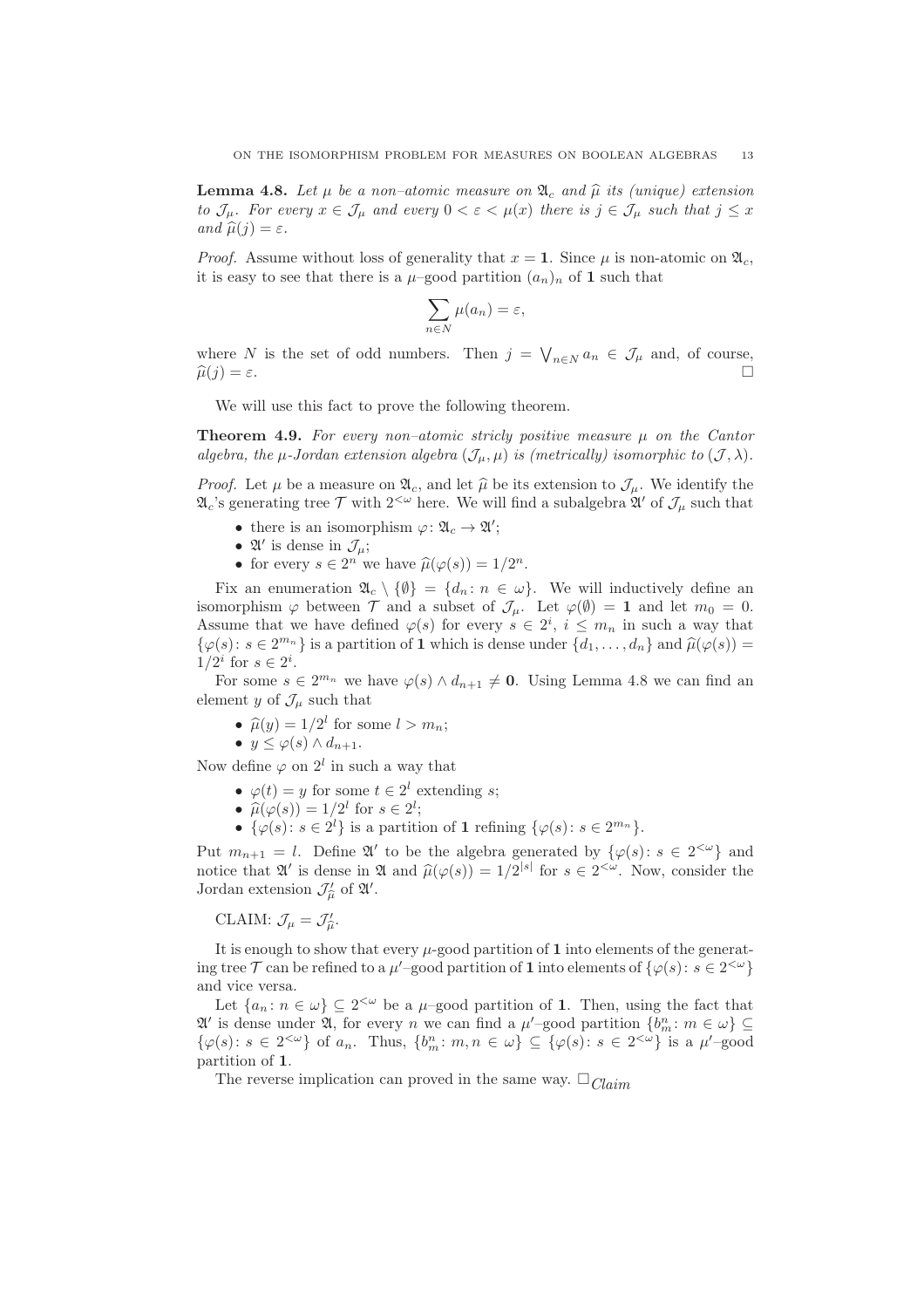**Lemma 4.8.** *Let $\mu$ be a non–atomic measure on $\mathfrak{A}_c$ and $\widehat{\mu}$ its (unique) extension to $\mathcal{J}_\mu$. For every $x \in \mathcal{J}_\mu$ and every $0 < \varepsilon < \mu(x)$ there is $j \in \mathcal{J}_\mu$ such that $j \leq x$ and $\widehat{\mu}(j) = \varepsilon$.*

*Proof.* Assume without loss of generality that $x = \mathbf{1}$. Since $\mu$ is non-atomic on $\mathfrak{A}_c$, it is easy to see that there is a $\mu$–good partition $(a_n)_n$ of $\mathbf{1}$ such that

$$\sum_{n \in N} \mu(a_n) = \varepsilon,$$

where $N$ is the set of odd numbers. Then $j = \bigvee_{n \in N} a_n \in \mathcal{J}_\mu$ and, of course, $\widehat{\mu}(j) = \varepsilon$. □

We will use this fact to prove the following theorem.

**Theorem 4.9.** *For every non–atomic stricly positive measure $\mu$ on the Cantor algebra, the $\mu$-Jordan extension algebra $(\mathcal{J}_\mu, \mu)$ is (metrically) isomorphic to $(\mathcal{J}, \lambda)$.*

*Proof.* Let $\mu$ be a measure on $\mathfrak{A}_c$, and let $\widehat{\mu}$ be its extension to $\mathcal{J}_\mu$. We identify the $\mathfrak{A}_c$'s generating tree $\mathcal{T}$ with $2^{<\omega}$ here. We will find a subalgebra $\mathfrak{A}'$ of $\mathcal{J}_\mu$ such that

- there is an isomorphism $\varphi\colon \mathfrak{A}_c \to \mathfrak{A}'$;
- $\mathfrak{A}'$ is dense in $\mathcal{J}_\mu$;
- for every $s \in 2^n$ we have $\widehat{\mu}(\varphi(s)) = 1/2^n$.

Fix an enumeration $\mathfrak{A}_c \setminus \{\emptyset\} = \{d_n \colon n \in \omega\}$. We will inductively define an isomorphism $\varphi$ between $\mathcal{T}$ and a subset of $\mathcal{J}_\mu$. Let $\varphi(\emptyset) = \mathbf{1}$ and let $m_0 = 0$. Assume that we have defined $\varphi(s)$ for every $s \in 2^i$, $i \leq m_n$ in such a way that $\{\varphi(s) \colon s \in 2^{m_n}\}$ is a partition of $\mathbf{1}$ which is dense under $\{d_1, \ldots, d_n\}$ and $\widehat{\mu}(\varphi(s)) = 1/2^i$ for $s \in 2^i$.

For some $s \in 2^{m_n}$ we have $\varphi(s) \wedge d_{n+1} \neq \mathbf{0}$. Using Lemma 4.8 we can find an element $y$ of $\mathcal{J}_\mu$ such that

- $\widehat{\mu}(y) = 1/2^l$ for some $l > m_n$;
- $y \leq \varphi(s) \wedge d_{n+1}$.

Now define $\varphi$ on $2^l$ in such a way that

- $\varphi(t) = y$ for some $t \in 2^l$ extending $s$;
- $\widehat{\mu}(\varphi(s)) = 1/2^l$ for $s \in 2^l$;
- $\{\varphi(s) \colon s \in 2^l\}$ is a partition of $\mathbf{1}$ refining $\{\varphi(s) \colon s \in 2^{m_n}\}$.

Put $m_{n+1} = l$. Define $\mathfrak{A}'$ to be the algebra generated by $\{\varphi(s) \colon s \in 2^{<\omega}\}$ and notice that $\mathfrak{A}'$ is dense in $\mathfrak{A}$ and $\widehat{\mu}(\varphi(s)) = 1/2^{|s|}$ for $s \in 2^{<\omega}$. Now, consider the Jordan extension $\mathcal{J}'_{\widehat{\mu}}$ of $\mathfrak{A}'$.

CLAIM: $\mathcal{J}_\mu = \mathcal{J}'_{\widehat{\mu}}$.

It is enough to show that every $\mu$-good partition of $\mathbf{1}$ into elements of the generating tree $\mathcal{T}$ can be refined to a $\mu'$–good partition of $\mathbf{1}$ into elements of $\{\varphi(s) \colon s \in 2^{<\omega}\}$ and vice versa.

Let $\{a_n \colon n \in \omega\} \subseteq 2^{<\omega}$ be a $\mu$–good partition of $\mathbf{1}$. Then, using the fact that $\mathfrak{A}'$ is dense under $\mathfrak{A}$, for every $n$ we can find a $\mu'$–good partition $\{b^n_m \colon m \in \omega\} \subseteq \{\varphi(s) \colon s \in 2^{<\omega}\}$ of $a_n$. Thus, $\{b^n_m \colon m, n \in \omega\} \subseteq \{\varphi(s) \colon s \in 2^{<\omega}\}$ is a $\mu'$–good partition of $\mathbf{1}$.

The reverse implication can proved in the same way. $\square_{Claim}$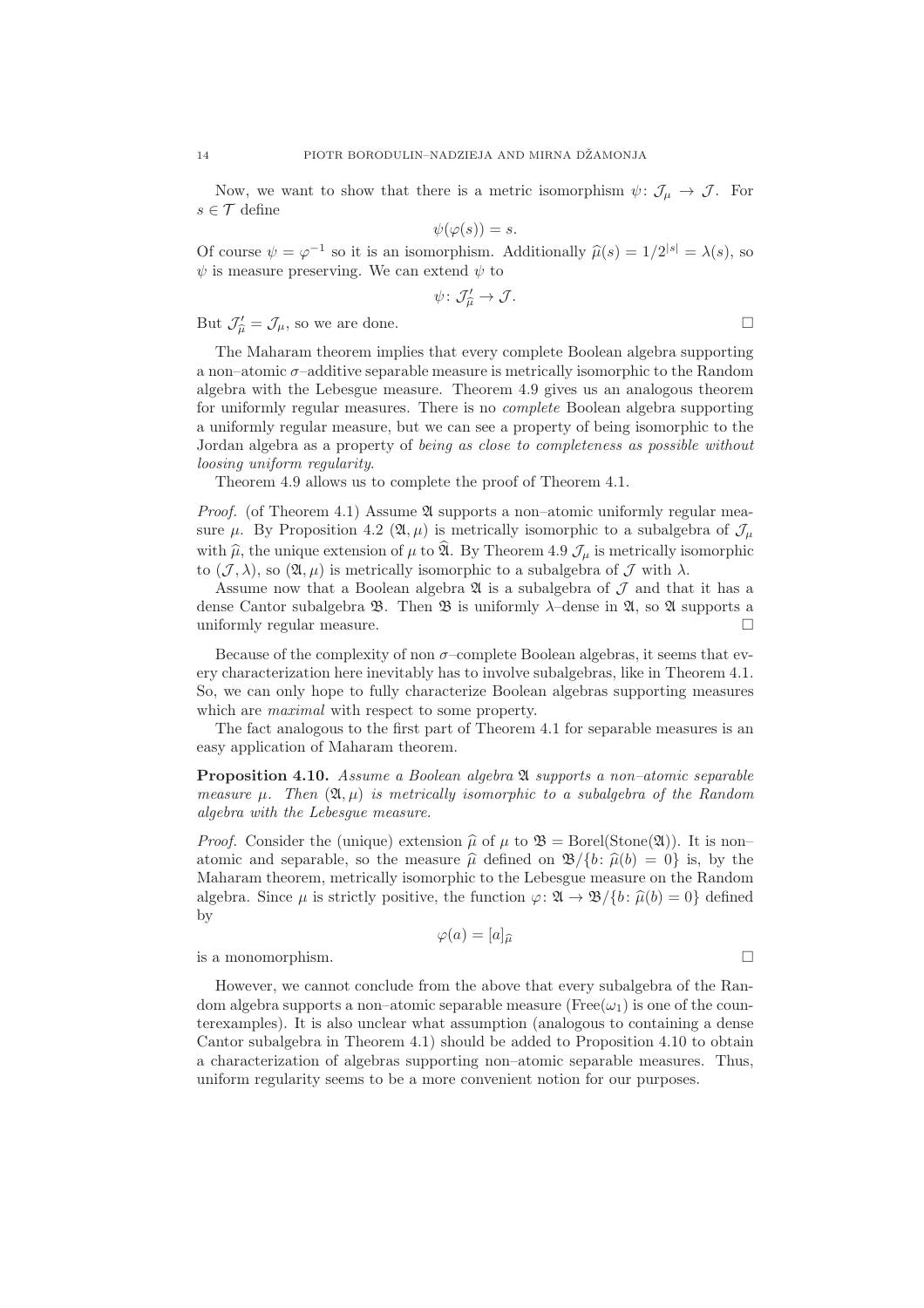Now, we want to show that there is a metric isomorphism $\psi\colon \mathcal{J}_\mu \to \mathcal{J}$. For $s \in \mathcal{T}$ define

$$\psi(\varphi(s)) = s.$$

Of course $\psi = \varphi^{-1}$ so it is an isomorphism. Additionally $\widehat{\mu}(s) = 1/2^{|s|} = \lambda(s)$, so $\psi$ is measure preserving. We can extend $\psi$ to

$$\psi\colon \mathcal{J}'_{\widehat{\mu}} \to \mathcal{J}.$$

But $\mathcal{J}'_{\widehat{\mu}} = \mathcal{J}_\mu$, so we are done. □

The Maharam theorem implies that every complete Boolean algebra supporting a non–atomic $\sigma$–additive separable measure is metrically isomorphic to the Random algebra with the Lebesgue measure. Theorem 4.9 gives us an analogous theorem for uniformly regular measures. There is no *complete* Boolean algebra supporting a uniformly regular measure, but we can see a property of being isomorphic to the Jordan algebra as a property of *being as close to completeness as possible without loosing uniform regularity*.

Theorem 4.9 allows us to complete the proof of Theorem 4.1.

*Proof.* (of Theorem 4.1) Assume $\mathfrak{A}$ supports a non–atomic uniformly regular measure $\mu$. By Proposition 4.2 $(\mathfrak{A}, \mu)$ is metrically isomorphic to a subalgebra of $\mathcal{J}_\mu$ with $\widehat{\mu}$, the unique extension of $\mu$ to $\widehat{\mathfrak{A}}$. By Theorem 4.9 $\mathcal{J}_\mu$ is metrically isomorphic to $(\mathcal{J}, \lambda)$, so $(\mathfrak{A}, \mu)$ is metrically isomorphic to a subalgebra of $\mathcal{J}$ with $\lambda$.

Assume now that a Boolean algebra $\mathfrak{A}$ is a subalgebra of $\mathcal{J}$ and that it has a dense Cantor subalgebra $\mathfrak{B}$. Then $\mathfrak{B}$ is uniformly $\lambda$–dense in $\mathfrak{A}$, so $\mathfrak{A}$ supports a uniformly regular measure. □

Because of the complexity of non $\sigma$–complete Boolean algebras, it seems that every characterization here inevitably has to involve subalgebras, like in Theorem 4.1. So, we can only hope to fully characterize Boolean algebras supporting measures which are *maximal* with respect to some property.

The fact analogous to the first part of Theorem 4.1 for separable measures is an easy application of Maharam theorem.

**Proposition 4.10.** *Assume a Boolean algebra $\mathfrak{A}$ supports a non–atomic separable measure $\mu$. Then $(\mathfrak{A}, \mu)$ is metrically isomorphic to a subalgebra of the Random algebra with the Lebesgue measure.*

*Proof.* Consider the (unique) extension $\widehat{\mu}$ of $\mu$ to $\mathfrak{B} = \mathrm{Borel}(\mathrm{Stone}(\mathfrak{A}))$. It is non–atomic and separable, so the measure $\widehat{\mu}$ defined on $\mathfrak{B}/\{b\colon \widehat{\mu}(b) = 0\}$ is, by the Maharam theorem, metrically isomorphic to the Lebesgue measure on the Random algebra. Since $\mu$ is strictly positive, the function $\varphi\colon \mathfrak{A} \to \mathfrak{B}/\{b\colon \widehat{\mu}(b) = 0\}$ defined by

$$\varphi(a) = [a]_{\widehat{\mu}}$$

is a monomorphism. □

However, we cannot conclude from the above that every subalgebra of the Random algebra supports a non–atomic separable measure ($\mathrm{Free}(\omega_1)$ is one of the counterexamples). It is also unclear what assumption (analogous to containing a dense Cantor subalgebra in Theorem 4.1) should be added to Proposition 4.10 to obtain a characterization of algebras supporting non–atomic separable measures. Thus, uniform regularity seems to be a more convenient notion for our purposes.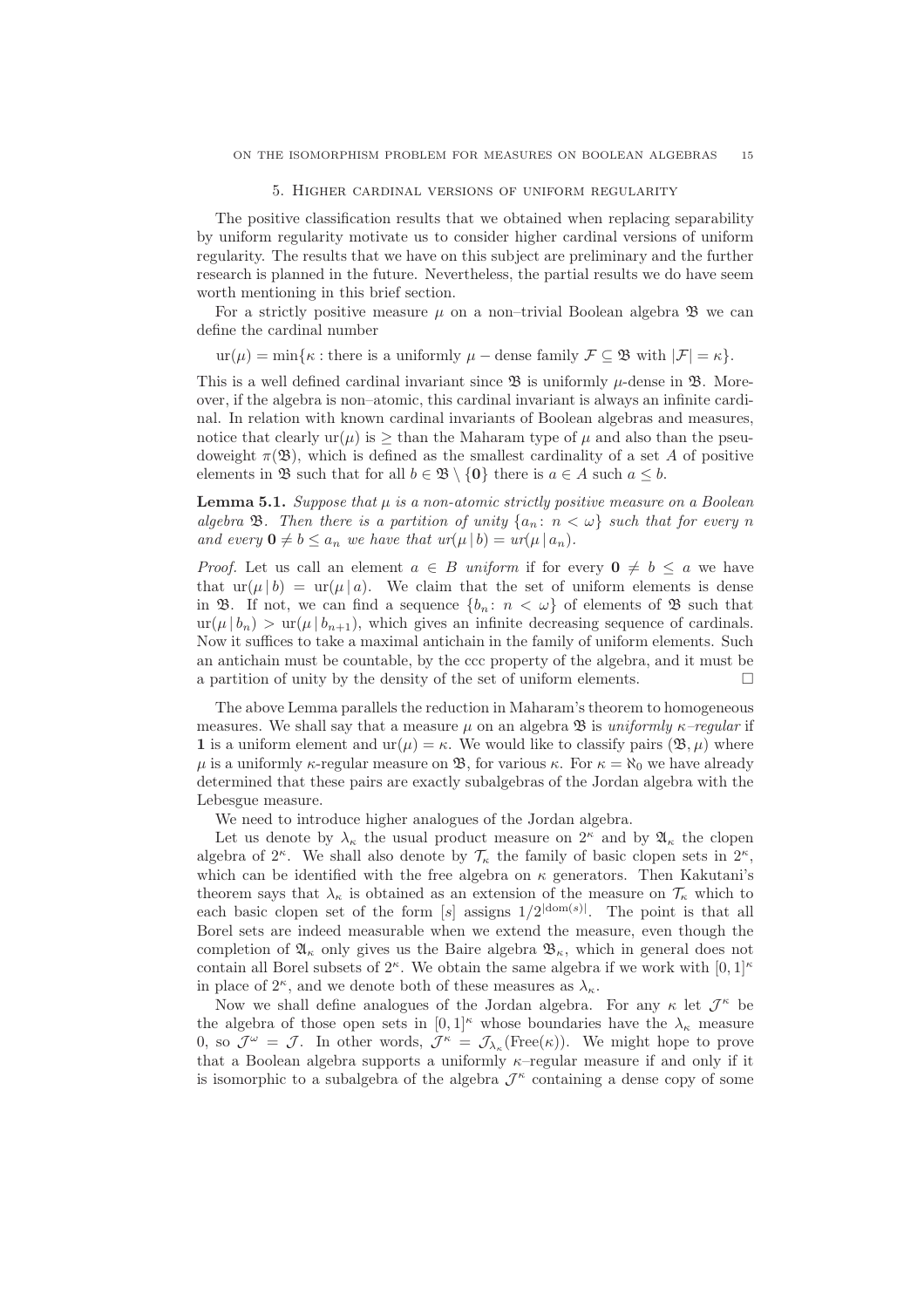## 5. Higher cardinal versions of uniform regularity

The positive classification results that we obtained when replacing separability by uniform regularity motivate us to consider higher cardinal versions of uniform regularity. The results that we have on this subject are preliminary and the further research is planned in the future. Nevertheless, the partial results we do have seem worth mentioning in this brief section.

For a strictly positive measure $\mu$ on a non–trivial Boolean algebra $\mathfrak{B}$ we can define the cardinal number

$$\mathrm{ur}(\mu) = \min\{\kappa : \text{there is a uniformly } \mu - \text{dense family } \mathcal{F} \subseteq \mathfrak{B} \text{ with } |\mathcal{F}| = \kappa\}.$$

This is a well defined cardinal invariant since $\mathfrak{B}$ is uniformly $\mu$-dense in $\mathfrak{B}$. Moreover, if the algebra is non–atomic, this cardinal invariant is always an infinite cardinal. In relation with known cardinal invariants of Boolean algebras and measures, notice that clearly $\mathrm{ur}(\mu)$ is $\geq$ than the Maharam type of $\mu$ and also than the pseudoweight $\pi(\mathfrak{B})$, which is defined as the smallest cardinality of a set $A$ of positive elements in $\mathfrak{B}$ such that for all $b \in \mathfrak{B} \setminus \{\mathbf{0}\}$ there is $a \in A$ such $a \leq b$.

**Lemma 5.1.** *Suppose that $\mu$ is a non-atomic strictly positive measure on a Boolean algebra $\mathfrak{B}$. Then there is a partition of unity $\{a_n : n < \omega\}$ such that for every $n$ and every $\mathbf{0} \neq b \leq a_n$ we have that $ur(\mu \,|\, b) = ur(\mu \,|\, a_n)$.*

*Proof.* Let us call an element $a \in B$ *uniform* if for every $\mathbf{0} \neq b \leq a$ we have that $\mathrm{ur}(\mu \,|\, b) = \mathrm{ur}(\mu \,|\, a)$. We claim that the set of uniform elements is dense in $\mathfrak{B}$. If not, we can find a sequence $\{b_n : n < \omega\}$ of elements of $\mathfrak{B}$ such that $\mathrm{ur}(\mu \,|\, b_n) > \mathrm{ur}(\mu \,|\, b_{n+1})$, which gives an infinite decreasing sequence of cardinals. Now it suffices to take a maximal antichain in the family of uniform elements. Such an antichain must be countable, by the ccc property of the algebra, and it must be a partition of unity by the density of the set of uniform elements. $\square$

The above Lemma parallels the reduction in Maharam's theorem to homogeneous measures. We shall say that a measure $\mu$ on an algebra $\mathfrak{B}$ is *uniformly $\kappa$–regular* if $\mathbf{1}$ is a uniform element and $\mathrm{ur}(\mu) = \kappa$. We would like to classify pairs $(\mathfrak{B}, \mu)$ where $\mu$ is a uniformly $\kappa$-regular measure on $\mathfrak{B}$, for various $\kappa$. For $\kappa = \aleph_0$ we have already determined that these pairs are exactly subalgebras of the Jordan algebra with the Lebesgue measure.

We need to introduce higher analogues of the Jordan algebra.

Let us denote by $\lambda_\kappa$ the usual product measure on $2^\kappa$ and by $\mathfrak{A}_\kappa$ the clopen algebra of $2^\kappa$. We shall also denote by $\mathcal{T}_\kappa$ the family of basic clopen sets in $2^\kappa$, which can be identified with the free algebra on $\kappa$ generators. Then Kakutani's theorem says that $\lambda_\kappa$ is obtained as an extension of the measure on $\mathcal{T}_\kappa$ which to each basic clopen set of the form $[s]$ assigns $1/2^{|\mathrm{dom}(s)|}$. The point is that all Borel sets are indeed measurable when we extend the measure, even though the completion of $\mathfrak{A}_\kappa$ only gives us the Baire algebra $\mathfrak{B}_\kappa$, which in general does not contain all Borel subsets of $2^\kappa$. We obtain the same algebra if we work with $[0, 1]^\kappa$ in place of $2^\kappa$, and we denote both of these measures as $\lambda_\kappa$.

Now we shall define analogues of the Jordan algebra. For any $\kappa$ let $\mathcal{J}^\kappa$ be the algebra of those open sets in $[0, 1]^\kappa$ whose boundaries have the $\lambda_\kappa$ measure 0, so $\mathcal{J}^\omega = \mathcal{J}$. In other words, $\mathcal{J}^\kappa = \mathcal{J}_{\lambda_\kappa}(\mathrm{Free}(\kappa))$. We might hope to prove that a Boolean algebra supports a uniformly $\kappa$–regular measure if and only if it is isomorphic to a subalgebra of the algebra $\mathcal{J}^\kappa$ containing a dense copy of some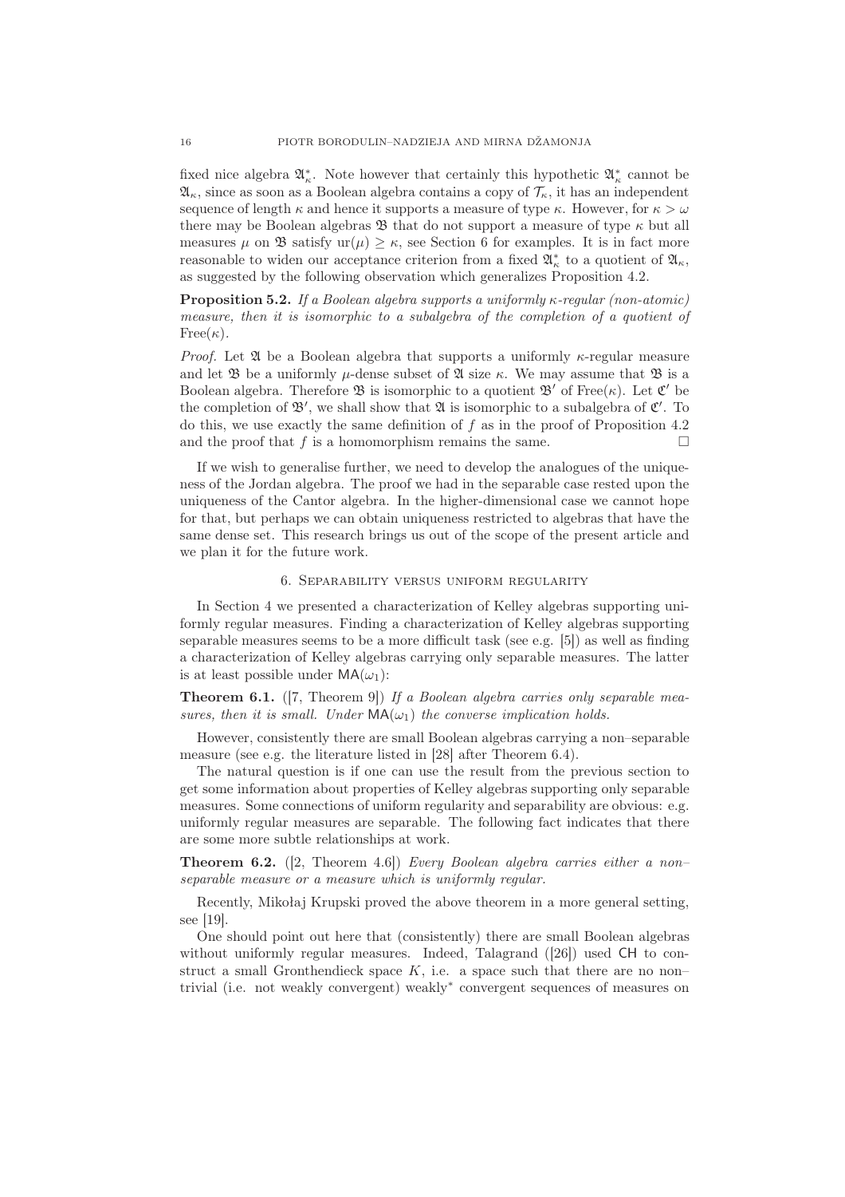fixed nice algebra $\mathfrak{A}^*_\kappa$. Note however that certainly this hypothetic $\mathfrak{A}^*_\kappa$ cannot be $\mathfrak{A}_\kappa$, since as soon as a Boolean algebra contains a copy of $\mathcal{T}_\kappa$, it has an independent sequence of length $\kappa$ and hence it supports a measure of type $\kappa$. However, for $\kappa > \omega$ there may be Boolean algebras $\mathfrak{B}$ that do not support a measure of type $\kappa$ but all measures $\mu$ on $\mathfrak{B}$ satisfy $\mathrm{ur}(\mu) \geq \kappa$, see Section 6 for examples. It is in fact more reasonable to widen our acceptance criterion from a fixed $\mathfrak{A}^*_\kappa$ to a quotient of $\mathfrak{A}_\kappa$, as suggested by the following observation which generalizes Proposition 4.2.

**Proposition 5.2.** *If a Boolean algebra supports a uniformly $\kappa$-regular (non-atomic) measure, then it is isomorphic to a subalgebra of the completion of a quotient of* $\mathrm{Free}(\kappa)$.

*Proof.* Let $\mathfrak{A}$ be a Boolean algebra that supports a uniformly $\kappa$-regular measure and let $\mathfrak{B}$ be a uniformly $\mu$-dense subset of $\mathfrak{A}$ size $\kappa$. We may assume that $\mathfrak{B}$ is a Boolean algebra. Therefore $\mathfrak{B}$ is isomorphic to a quotient $\mathfrak{B}'$ of $\mathrm{Free}(\kappa)$. Let $\mathfrak{C}'$ be the completion of $\mathfrak{B}'$, we shall show that $\mathfrak{A}$ is isomorphic to a subalgebra of $\mathfrak{C}'$. To do this, we use exactly the same definition of $f$ as in the proof of Proposition 4.2 and the proof that $f$ is a homomorphism remains the same. □

If we wish to generalise further, we need to develop the analogues of the uniqueness of the Jordan algebra. The proof we had in the separable case rested upon the uniqueness of the Cantor algebra. In the higher-dimensional case we cannot hope for that, but perhaps we can obtain uniqueness restricted to algebras that have the same dense set. This research brings us out of the scope of the present article and we plan it for the future work.

## 6. Separability versus uniform regularity

In Section 4 we presented a characterization of Kelley algebras supporting uniformly regular measures. Finding a characterization of Kelley algebras supporting separable measures seems to be a more difficult task (see e.g. [5]) as well as finding a characterization of Kelley algebras carrying only separable measures. The latter is at least possible under $\mathsf{MA}(\omega_1)$:

**Theorem 6.1.** ([7, Theorem 9]) *If a Boolean algebra carries only separable measures, then it is small. Under $\mathsf{MA}(\omega_1)$ the converse implication holds.*

However, consistently there are small Boolean algebras carrying a non–separable measure (see e.g. the literature listed in [28] after Theorem 6.4).

The natural question is if one can use the result from the previous section to get some information about properties of Kelley algebras supporting only separable measures. Some connections of uniform regularity and separability are obvious: e.g. uniformly regular measures are separable. The following fact indicates that there are some more subtle relationships at work.

**Theorem 6.2.** ([2, Theorem 4.6]) *Every Boolean algebra carries either a non–separable measure or a measure which is uniformly regular.*

Recently, Mikołaj Krupski proved the above theorem in a more general setting, see [19].

One should point out here that (consistently) there are small Boolean algebras without uniformly regular measures. Indeed, Talagrand ([26]) used $\mathsf{CH}$ to construct a small Gronthendieck space $K$, i.e. a space such that there are no non–trivial (i.e. not weakly convergent) weakly$^*$ convergent sequences of measures on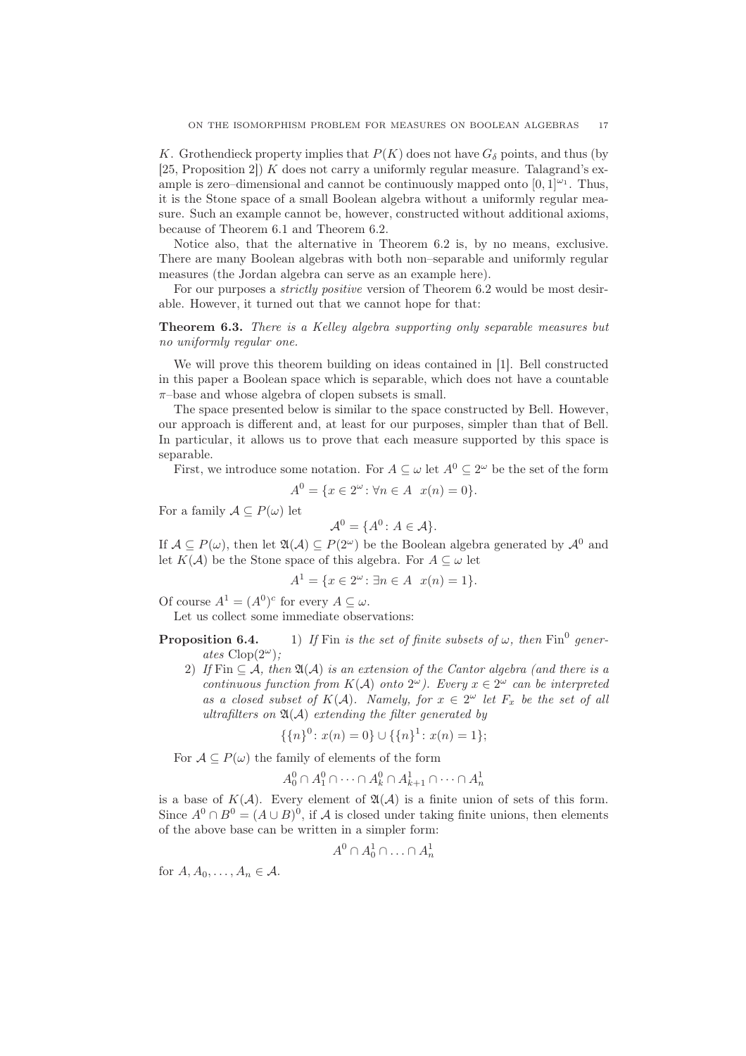$K$. Grothendieck property implies that $P(K)$ does not have $G_\delta$ points, and thus (by [25, Proposition 2]) $K$ does not carry a uniformly regular measure. Talagrand's example is zero–dimensional and cannot be continuously mapped onto $[0,1]^{\omega_1}$. Thus, it is the Stone space of a small Boolean algebra without a uniformly regular measure. Such an example cannot be, however, constructed without additional axioms, because of Theorem 6.1 and Theorem 6.2.

Notice also, that the alternative in Theorem 6.2 is, by no means, exclusive. There are many Boolean algebras with both non–separable and uniformly regular measures (the Jordan algebra can serve as an example here).

For our purposes a *strictly positive* version of Theorem 6.2 would be most desirable. However, it turned out that we cannot hope for that:

**Theorem 6.3.** *There is a Kelley algebra supporting only separable measures but no uniformly regular one.*

We will prove this theorem building on ideas contained in [1]. Bell constructed in this paper a Boolean space which is separable, which does not have a countable $\pi$–base and whose algebra of clopen subsets is small.

The space presented below is similar to the space constructed by Bell. However, our approach is different and, at least for our purposes, simpler than that of Bell. In particular, it allows us to prove that each measure supported by this space is separable.

First, we introduce some notation. For $A \subseteq \omega$ let $A^0 \subseteq 2^\omega$ be the set of the form

$$A^0 = \{x \in 2^\omega : \forall n \in A \;\; x(n) = 0\}.$$

For a family $\mathcal{A} \subseteq P(\omega)$ let

$$\mathcal{A}^0 = \{A^0 : A \in \mathcal{A}\}.$$

If $\mathcal{A} \subseteq P(\omega)$, then let $\mathfrak{A}(\mathcal{A}) \subseteq P(2^\omega)$ be the Boolean algebra generated by $\mathcal{A}^0$ and let $K(\mathcal{A})$ be the Stone space of this algebra. For $A \subseteq \omega$ let

$$A^1 = \{x \in 2^\omega : \exists n \in A \;\; x(n) = 1\}.$$

Of course $A^1 = (A^0)^c$ for every $A \subseteq \omega$.

Let us collect some immediate observations:

**Proposition 6.4.**
1) *If* Fin *is the set of finite subsets of* $\omega$, *then* $\mathrm{Fin}^0$ *generates* $\mathrm{Clop}(2^\omega)$;
2) *If* $\mathrm{Fin} \subseteq \mathcal{A}$, *then* $\mathfrak{A}(\mathcal{A})$ *is an extension of the Cantor algebra (and there is a continuous function from* $K(\mathcal{A})$ *onto* $2^\omega$*). Every* $x \in 2^\omega$ *can be interpreted as a closed subset of* $K(\mathcal{A})$*. Namely, for* $x \in 2^\omega$ *let* $F_x$ *be the set of all ultrafilters on* $\mathfrak{A}(\mathcal{A})$ *extending the filter generated by*

$$\{\{n\}^0 : x(n) = 0\} \cup \{\{n\}^1 : x(n) = 1\};$$

For $\mathcal{A} \subseteq P(\omega)$ the family of elements of the form

$$A_0^0 \cap A_1^0 \cap \cdots \cap A_k^0 \cap A_{k+1}^1 \cap \cdots \cap A_n^1$$

is a base of $K(\mathcal{A})$. Every element of $\mathfrak{A}(\mathcal{A})$ is a finite union of sets of this form. Since $A^0 \cap B^0 = (A \cup B)^0$, if $\mathcal{A}$ is closed under taking finite unions, then elements of the above base can be written in a simpler form:

$$A^0 \cap A_0^1 \cap \ldots \cap A_n^1$$

for $A, A_0, \ldots, A_n \in \mathcal{A}$.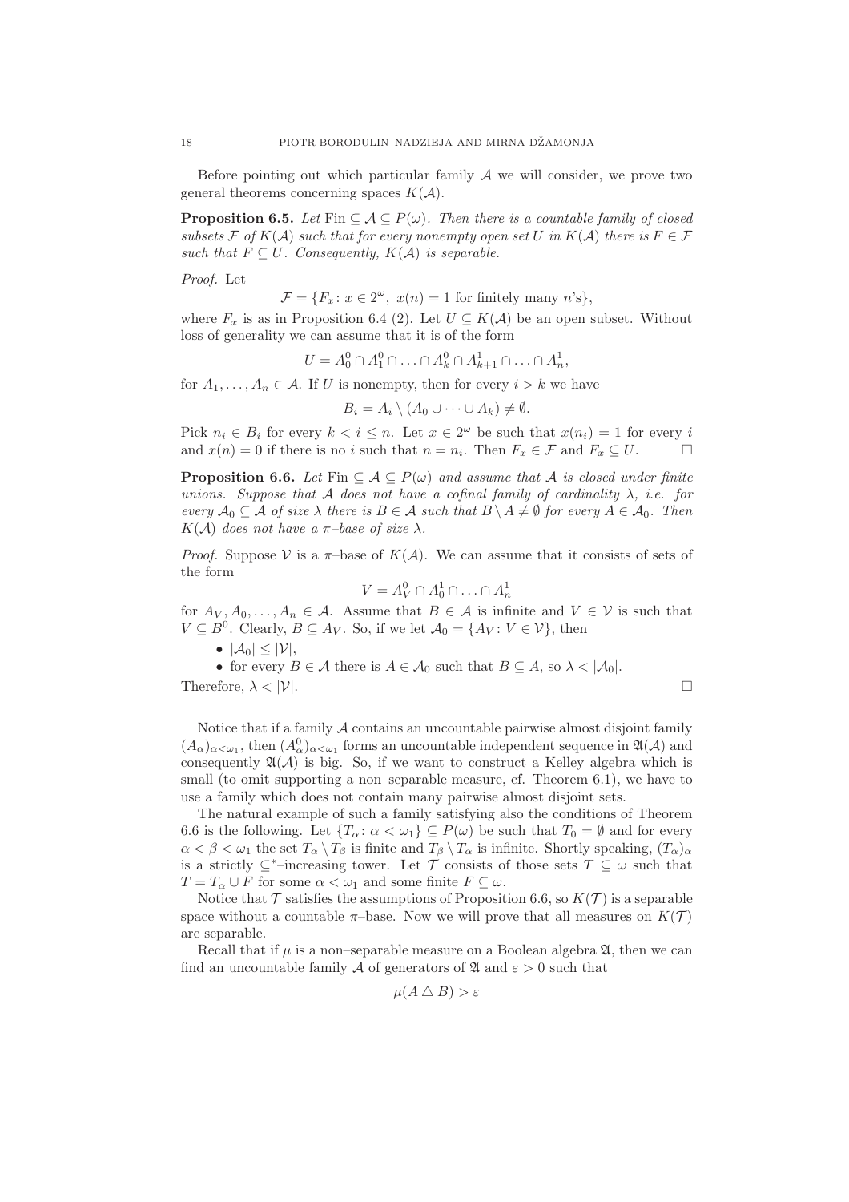Before pointing out which particular family $\mathcal{A}$ we will consider, we prove two general theorems concerning spaces $K(\mathcal{A})$.

**Proposition 6.5.** *Let* $\mathrm{Fin} \subseteq \mathcal{A} \subseteq P(\omega)$*. Then there is a countable family of closed subsets* $\mathcal{F}$ *of* $K(\mathcal{A})$ *such that for every nonempty open set* $U$ *in* $K(\mathcal{A})$ *there is* $F \in \mathcal{F}$ *such that* $F \subseteq U$*. Consequently,* $K(\mathcal{A})$ *is separable.*

*Proof.* Let

$$\mathcal{F} = \{F_x \colon x \in 2^\omega,\ x(n) = 1 \text{ for finitely many } n\text{'s}\},$$

where $F_x$ is as in Proposition 6.4 (2). Let $U \subseteq K(\mathcal{A})$ be an open subset. Without loss of generality we can assume that it is of the form

$$U = A_0^0 \cap A_1^0 \cap \ldots \cap A_k^0 \cap A_{k+1}^1 \cap \ldots \cap A_n^1,$$

for $A_1, \ldots, A_n \in \mathcal{A}$. If $U$ is nonempty, then for every $i > k$ we have

$$B_i = A_i \setminus (A_0 \cup \cdots \cup A_k) \neq \emptyset.$$

Pick $n_i \in B_i$ for every $k < i \leq n$. Let $x \in 2^\omega$ be such that $x(n_i) = 1$ for every $i$ and $x(n) = 0$ if there is no $i$ such that $n = n_i$. Then $F_x \in \mathcal{F}$ and $F_x \subseteq U$. $\square$

**Proposition 6.6.** *Let* $\mathrm{Fin} \subseteq \mathcal{A} \subseteq P(\omega)$ *and assume that* $\mathcal{A}$ *is closed under finite unions. Suppose that* $\mathcal{A}$ *does not have a cofinal family of cardinality* $\lambda$*, i.e. for every* $\mathcal{A}_0 \subseteq \mathcal{A}$ *of size* $\lambda$ *there is* $B \in \mathcal{A}$ *such that* $B \setminus A \neq \emptyset$ *for every* $A \in \mathcal{A}_0$*. Then* $K(\mathcal{A})$ *does not have a* $\pi$*–base of size* $\lambda$*.*

*Proof.* Suppose $\mathcal{V}$ is a $\pi$–base of $K(\mathcal{A})$. We can assume that it consists of sets of the form

$$V = A_V^0 \cap A_0^1 \cap \ldots \cap A_n^1$$

for $A_V, A_0, \ldots, A_n \in \mathcal{A}$. Assume that $B \in \mathcal{A}$ is infinite and $V \in \mathcal{V}$ is such that $V \subseteq B^0$. Clearly, $B \subseteq A_V$. So, if we let $\mathcal{A}_0 = \{A_V \colon V \in \mathcal{V}\}$, then

- $|\mathcal{A}_0| \leq |\mathcal{V}|$,
- for every $B \in \mathcal{A}$ there is $A \in \mathcal{A}_0$ such that $B \subseteq A$, so $\lambda < |\mathcal{A}_0|$.

Therefore, $\lambda < |\mathcal{V}|$. $\square$

Notice that if a family $\mathcal{A}$ contains an uncountable pairwise almost disjoint family $(A_\alpha)_{\alpha<\omega_1}$, then $(A_\alpha^0)_{\alpha<\omega_1}$ forms an uncountable independent sequence in $\mathfrak{A}(\mathcal{A})$ and consequently $\mathfrak{A}(\mathcal{A})$ is big. So, if we want to construct a Kelley algebra which is small (to omit supporting a non–separable measure, cf. Theorem 6.1), we have to use a family which does not contain many pairwise almost disjoint sets.

The natural example of such a family satisfying also the conditions of Theorem 6.6 is the following. Let $\{T_\alpha \colon \alpha < \omega_1\} \subseteq P(\omega)$ be such that $T_0 = \emptyset$ and for every $\alpha < \beta < \omega_1$ the set $T_\alpha \setminus T_\beta$ is finite and $T_\beta \setminus T_\alpha$ is infinite. Shortly speaking, $(T_\alpha)_\alpha$ is a strictly $\subseteq^*$–increasing tower. Let $\mathcal{T}$ consists of those sets $T \subseteq \omega$ such that $T = T_\alpha \cup F$ for some $\alpha < \omega_1$ and some finite $F \subseteq \omega$.

Notice that $\mathcal{T}$ satisfies the assumptions of Proposition 6.6, so $K(\mathcal{T})$ is a separable space without a countable $\pi$–base. Now we will prove that all measures on $K(\mathcal{T})$ are separable.

Recall that if $\mu$ is a non–separable measure on a Boolean algebra $\mathfrak{A}$, then we can find an uncountable family $\mathcal{A}$ of generators of $\mathfrak{A}$ and $\varepsilon > 0$ such that

$$\mu(A \triangle B) > \varepsilon$$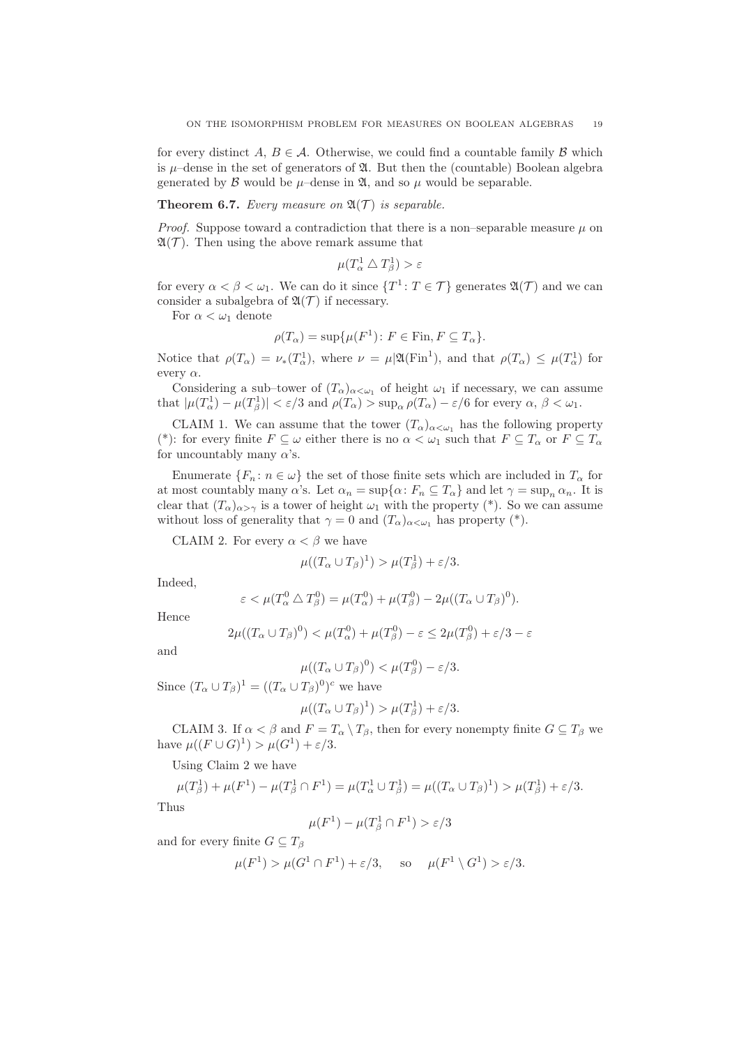for every distinct $A, B \in \mathcal{A}$. Otherwise, we could find a countable family $\mathcal{B}$ which is $\mu$–dense in the set of generators of $\mathfrak{A}$. But then the (countable) Boolean algebra generated by $\mathcal{B}$ would be $\mu$–dense in $\mathfrak{A}$, and so $\mu$ would be separable.

**Theorem 6.7.** *Every measure on $\mathfrak{A}(\mathcal{T})$ is separable.*

*Proof.* Suppose toward a contradiction that there is a non–separable measure $\mu$ on $\mathfrak{A}(\mathcal{T})$. Then using the above remark assume that

$$\mu(T^1_\alpha \triangle T^1_\beta) > \varepsilon$$

for every $\alpha < \beta < \omega_1$. We can do it since $\{T^1 \colon T \in \mathcal{T}\}$ generates $\mathfrak{A}(\mathcal{T})$ and we can consider a subalgebra of $\mathfrak{A}(\mathcal{T})$ if necessary.

For $\alpha < \omega_1$ denote

$$\rho(T_\alpha) = \sup\{\mu(F^1) \colon F \in \mathrm{Fin}, F \subseteq T_\alpha\}.$$

Notice that $\rho(T_\alpha) = \nu_*(T^1_\alpha)$, where $\nu = \mu|\mathfrak{A}(\mathrm{Fin}^1)$, and that $\rho(T_\alpha) \leq \mu(T^1_\alpha)$ for every $\alpha$.

Considering a sub–tower of $(T_\alpha)_{\alpha<\omega_1}$ of height $\omega_1$ if necessary, we can assume that $|\mu(T^1_\alpha) - \mu(T^1_\beta)| < \varepsilon/3$ and $\rho(T_\alpha) > \sup_\alpha \rho(T_\alpha) - \varepsilon/6$ for every $\alpha, \beta < \omega_1$.

CLAIM 1. We can assume that the tower $(T_\alpha)_{\alpha<\omega_1}$ has the following property (\*): for every finite $F \subseteq \omega$ either there is no $\alpha < \omega_1$ such that $F \subseteq T_\alpha$ or $F \subseteq T_\alpha$ for uncountably many $\alpha$'s.

Enumerate $\{F_n \colon n \in \omega\}$ the set of those finite sets which are included in $T_\alpha$ for at most countably many $\alpha$'s. Let $\alpha_n = \sup\{\alpha \colon F_n \subseteq T_\alpha\}$ and let $\gamma = \sup_n \alpha_n$. It is clear that $(T_\alpha)_{\alpha>\gamma}$ is a tower of height $\omega_1$ with the property (\*). So we can assume without loss of generality that $\gamma = 0$ and $(T_\alpha)_{\alpha<\omega_1}$ has property (\*).

CLAIM 2. For every $\alpha < \beta$ we have

$$\mu((T_\alpha \cup T_\beta)^1) > \mu(T^1_\beta) + \varepsilon/3.$$

Indeed,

$$\varepsilon < \mu(T^0_\alpha \triangle T^0_\beta) = \mu(T^0_\alpha) + \mu(T^0_\beta) - 2\mu((T_\alpha \cup T_\beta)^0).$$

Hence

$$2\mu((T_\alpha \cup T_\beta)^0) < \mu(T^0_\alpha) + \mu(T^0_\beta) - \varepsilon \leq 2\mu(T^0_\beta) + \varepsilon/3 - \varepsilon$$

and

$$\mu((T_\alpha \cup T_\beta)^0) < \mu(T^0_\beta) - \varepsilon/3.$$

Since $(T_\alpha \cup T_\beta)^1 = ((T_\alpha \cup T_\beta)^0)^c$ we have

$$\mu((T_\alpha \cup T_\beta)^1) > \mu(T^1_\beta) + \varepsilon/3.$$

CLAIM 3. If $\alpha < \beta$ and $F = T_\alpha \setminus T_\beta$, then for every nonempty finite $G \subseteq T_\beta$ we have $\mu((F \cup G)^1) > \mu(G^1) + \varepsilon/3$.

Using Claim 2 we have

$$\mu(T^1_\beta) + \mu(F^1) - \mu(T^1_\beta \cap F^1) = \mu(T^1_\alpha \cup T^1_\beta) = \mu((T_\alpha \cup T_\beta)^1) > \mu(T^1_\beta) + \varepsilon/3.$$

Thus

$$\mu(F^1) - \mu(T^1_\beta \cap F^1) > \varepsilon/3$$

and for every finite $G \subseteq T_\beta$

$$\mu(F^1) > \mu(G^1 \cap F^1) + \varepsilon/3, \quad \text{so} \quad \mu(F^1 \setminus G^1) > \varepsilon/3.$$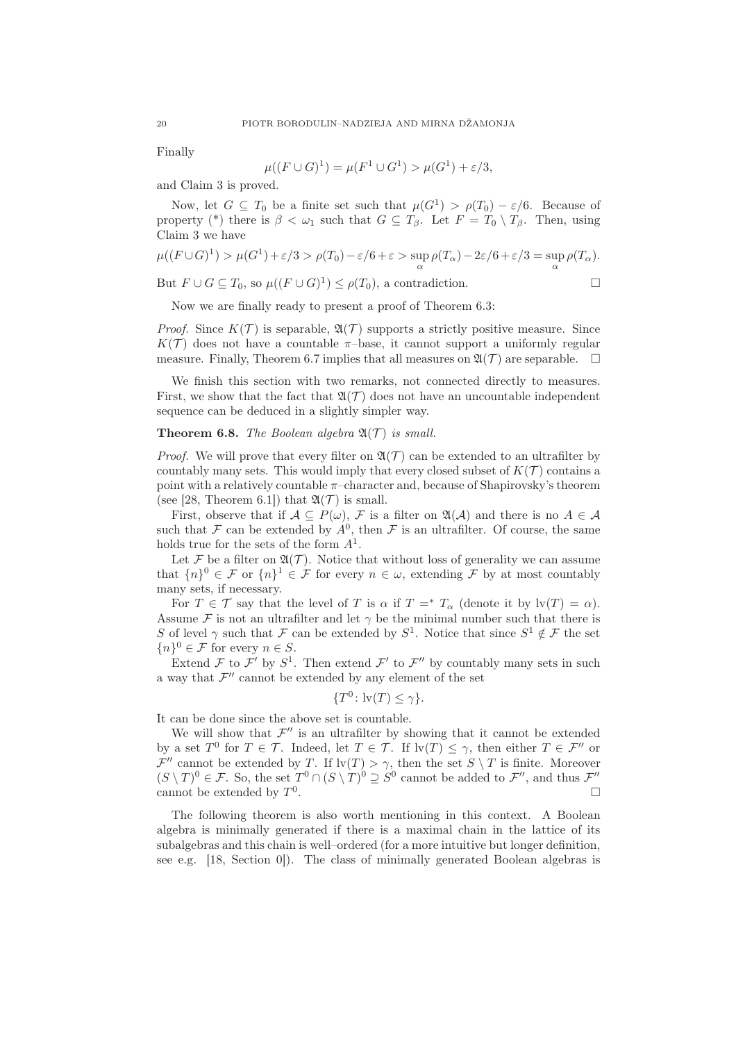Finally

$$\mu((F \cup G)^1) = \mu(F^1 \cup G^1) > \mu(G^1) + \varepsilon/3,$$

and Claim 3 is proved.

Now, let $G \subseteq T_0$ be a finite set such that $\mu(G^1) > \rho(T_0) - \varepsilon/6$. Because of property (\*) there is $\beta < \omega_1$ such that $G \subseteq T_\beta$. Let $F = T_0 \setminus T_\beta$. Then, using Claim 3 we have

$$\mu((F \cup G)^1) > \mu(G^1) + \varepsilon/3 > \rho(T_0) - \varepsilon/6 + \varepsilon > \sup_\alpha \rho(T_\alpha) - 2\varepsilon/6 + \varepsilon/3 = \sup_\alpha \rho(T_\alpha).$$

But $F \cup G \subseteq T_0$, so $\mu((F \cup G)^1) \leq \rho(T_0)$, a contradiction. □

Now we are finally ready to present a proof of Theorem 6.3:

*Proof.* Since $K(\mathcal{T})$ is separable, $\mathfrak{A}(\mathcal{T})$ supports a strictly positive measure. Since $K(\mathcal{T})$ does not have a countable $\pi$–base, it cannot support a uniformly regular measure. Finally, Theorem 6.7 implies that all measures on $\mathfrak{A}(\mathcal{T})$ are separable. □

We finish this section with two remarks, not connected directly to measures. First, we show that the fact that $\mathfrak{A}(\mathcal{T})$ does not have an uncountable independent sequence can be deduced in a slightly simpler way.

**Theorem 6.8.** *The Boolean algebra $\mathfrak{A}(\mathcal{T})$ is small.*

*Proof.* We will prove that every filter on $\mathfrak{A}(\mathcal{T})$ can be extended to an ultrafilter by countably many sets. This would imply that every closed subset of $K(\mathcal{T})$ contains a point with a relatively countable $\pi$–character and, because of Shapirovsky's theorem (see [28, Theorem 6.1]) that $\mathfrak{A}(\mathcal{T})$ is small.

First, observe that if $\mathcal{A} \subseteq P(\omega)$, $\mathcal{F}$ is a filter on $\mathfrak{A}(\mathcal{A})$ and there is no $A \in \mathcal{A}$ such that $\mathcal{F}$ can be extended by $A^0$, then $\mathcal{F}$ is an ultrafilter. Of course, the same holds true for the sets of the form $A^1$.

Let $\mathcal{F}$ be a filter on $\mathfrak{A}(\mathcal{T})$. Notice that without loss of generality we can assume that $\{n\}^0 \in \mathcal{F}$ or $\{n\}^1 \in \mathcal{F}$ for every $n \in \omega$, extending $\mathcal{F}$ by at most countably many sets, if necessary.

For $T \in \mathcal{T}$ say that the level of $T$ is $\alpha$ if $T =^* T_\alpha$ (denote it by $\mathrm{lv}(T) = \alpha$). Assume $\mathcal{F}$ is not an ultrafilter and let $\gamma$ be the minimal number such that there is $S$ of level $\gamma$ such that $\mathcal{F}$ can be extended by $S^1$. Notice that since $S^1 \notin \mathcal{F}$ the set $\{n\}^0 \in \mathcal{F}$ for every $n \in S$.

Extend $\mathcal{F}$ to $\mathcal{F}'$ by $S^1$. Then extend $\mathcal{F}'$ to $\mathcal{F}''$ by countably many sets in such a way that $\mathcal{F}''$ cannot be extended by any element of the set

$$\{T^0 \colon \mathrm{lv}(T) \leq \gamma\}.$$

It can be done since the above set is countable.

We will show that $\mathcal{F}''$ is an ultrafilter by showing that it cannot be extended by a set $T^0$ for $T \in \mathcal{T}$. Indeed, let $T \in \mathcal{T}$. If $\mathrm{lv}(T) \leq \gamma$, then either $T \in \mathcal{F}''$ or $\mathcal{F}''$ cannot be extended by $T$. If $\mathrm{lv}(T) > \gamma$, then the set $S \setminus T$ is finite. Moreover $(S \setminus T)^0 \in \mathcal{F}$. So, the set $T^0 \cap (S \setminus T)^0 \supseteq S^0$ cannot be added to $\mathcal{F}''$, and thus $\mathcal{F}''$ cannot be extended by $T^0$. □

The following theorem is also worth mentioning in this context. A Boolean algebra is minimally generated if there is a maximal chain in the lattice of its subalgebras and this chain is well–ordered (for a more intuitive but longer definition, see e.g. [18, Section 0]). The class of minimally generated Boolean algebras is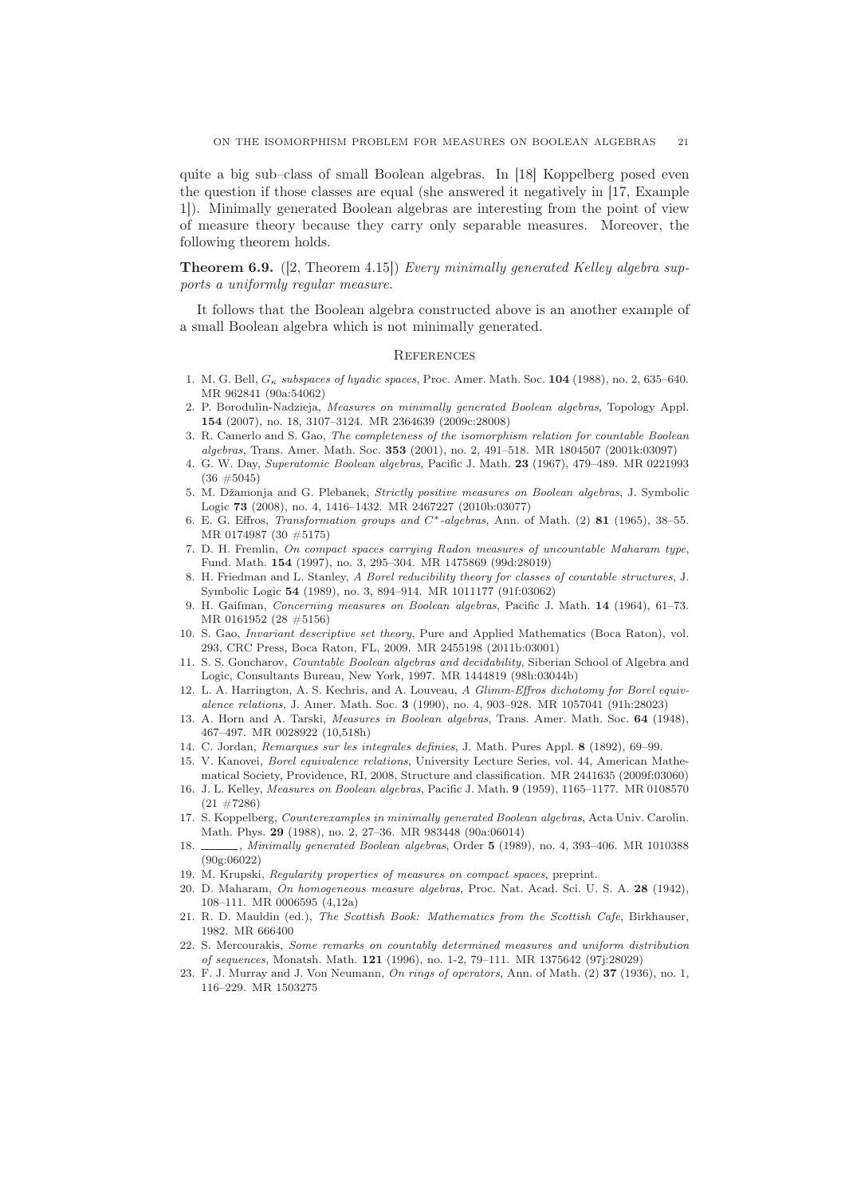quite a big sub–class of small Boolean algebras. In [18] Koppelberg posed even the question if those classes are equal (she answered it negatively in [17, Example 1]). Minimally generated Boolean algebras are interesting from the point of view of measure theory because they carry only separable measures. Moreover, the following theorem holds.

**Theorem 6.9.** ([2, Theorem 4.15]) *Every minimally generated Kelley algebra supports a uniformly regular measure.*

It follows that the Boolean algebra constructed above is an another example of a small Boolean algebra which is not minimally generated.

## References

1. M. G. Bell, *$G_\kappa$ subspaces of hyadic spaces*, Proc. Amer. Math. Soc. **104** (1988), no. 2, 635–640. MR 962841 (90a:54062)
2. P. Borodulin-Nadzieja, *Measures on minimally generated Boolean algebras*, Topology Appl. **154** (2007), no. 18, 3107–3124. MR 2364639 (2009c:28008)
3. R. Camerlo and S. Gao, *The completeness of the isomorphism relation for countable Boolean algebras*, Trans. Amer. Math. Soc. **353** (2001), no. 2, 491–518. MR 1804507 (2001k:03097)
4. G. W. Day, *Superatomic Boolean algebras*, Pacific J. Math. **23** (1967), 479–489. MR 0221993 (36 #5045)
5. M. Džamonja and G. Plebanek, *Strictly positive measures on Boolean algebras*, J. Symbolic Logic **73** (2008), no. 4, 1416–1432. MR 2467227 (2010b:03077)
6. E. G. Effros, *Transformation groups and $C^*$-algebras*, Ann. of Math. (2) **81** (1965), 38–55. MR 0174987 (30 #5175)
7. D. H. Fremlin, *On compact spaces carrying Radon measures of uncountable Maharam type*, Fund. Math. **154** (1997), no. 3, 295–304. MR 1475869 (99d:28019)
8. H. Friedman and L. Stanley, *A Borel reducibility theory for classes of countable structures*, J. Symbolic Logic **54** (1989), no. 3, 894–914. MR 1011177 (91f:03062)
9. H. Gaifman, *Concerning measures on Boolean algebras*, Pacific J. Math. **14** (1964), 61–73. MR 0161952 (28 #5156)
10. S. Gao, *Invariant descriptive set theory*, Pure and Applied Mathematics (Boca Raton), vol. 293, CRC Press, Boca Raton, FL, 2009. MR 2455198 (2011b:03001)
11. S. S. Goncharov, *Countable Boolean algebras and decidability*, Siberian School of Algebra and Logic, Consultants Bureau, New York, 1997. MR 1444819 (98h:03044b)
12. L. A. Harrington, A. S. Kechris, and A. Louveau, *A Glimm-Effros dichotomy for Borel equivalence relations*, J. Amer. Math. Soc. **3** (1990), no. 4, 903–928. MR 1057041 (91h:28023)
13. A. Horn and A. Tarski, *Measures in Boolean algebras*, Trans. Amer. Math. Soc. **64** (1948), 467–497. MR 0028922 (10,518h)
14. C. Jordan, *Remarques sur les integrales definies*, J. Math. Pures Appl. **8** (1892), 69–99.
15. V. Kanovei, *Borel equivalence relations*, University Lecture Series, vol. 44, American Mathematical Society, Providence, RI, 2008, Structure and classification. MR 2441635 (2009f:03060)
16. J. L. Kelley, *Measures on Boolean algebras*, Pacific J. Math. **9** (1959), 1165–1177. MR 0108570 (21 #7286)
17. S. Koppelberg, *Counterexamples in minimally generated Boolean algebras*, Acta Univ. Carolin. Math. Phys. **29** (1988), no. 2, 27–36. MR 983448 (90a:06014)
18. ______, *Minimally generated Boolean algebras*, Order **5** (1989), no. 4, 393–406. MR 1010388 (90g:06022)
19. M. Krupski, *Regularity properties of measures on compact spaces*, preprint.
20. D. Maharam, *On homogeneous measure algebras*, Proc. Nat. Acad. Sci. U. S. A. **28** (1942), 108–111. MR 0006595 (4,12a)
21. R. D. Mauldin (ed.), *The Scottish Book: Mathematics from the Scottish Cafe*, Birkhauser, 1982. MR 666400
22. S. Mercourakis, *Some remarks on countably determined measures and uniform distribution of sequences*, Monatsh. Math. **121** (1996), no. 1-2, 79–111. MR 1375642 (97j:28029)
23. F. J. Murray and J. Von Neumann, *On rings of operators*, Ann. of Math. (2) **37** (1936), no. 1, 116–229. MR 1503275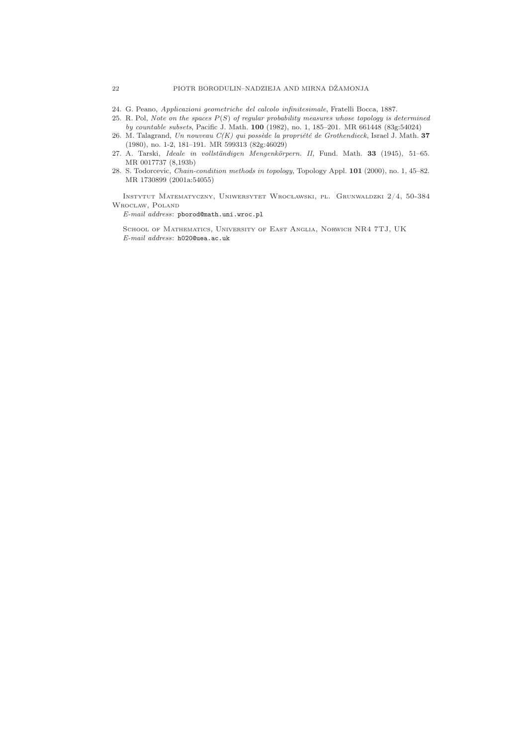24. G. Peano, *Applicazioni geometriche del calcolo infinitesimale*, Fratelli Bocca, 1887.
25. R. Pol, *Note on the spaces $P(S)$ of regular probability measures whose topology is determined by countable subsets*, Pacific J. Math. **100** (1982), no. 1, 185–201. MR 661448 (83g:54024)
26. M. Talagrand, *Un nouveau $C(K)$ qui possède la propriété de Grothendieck*, Israel J. Math. **37** (1980), no. 1-2, 181–191. MR 599313 (82g:46029)
27. A. Tarski, *Ideale in vollständigen Mengenkörpern. II*, Fund. Math. **33** (1945), 51–65. MR 0017737 (8,193b)
28. S. Todorcevic, *Chain-condition methods in topology*, Topology Appl. **101** (2000), no. 1, 45–82. MR 1730899 (2001a:54055)

Instytut Matematyczny, Uniwersytet Wrocławski, pl. Grunwaldzki 2/4, 50-384 Wroclaw, Poland

*E-mail address*: pborod@math.uni.wroc.pl

School of Mathematics, University of East Anglia, Norwich NR4 7TJ, UK

*E-mail address*: h020@uea.ac.uk